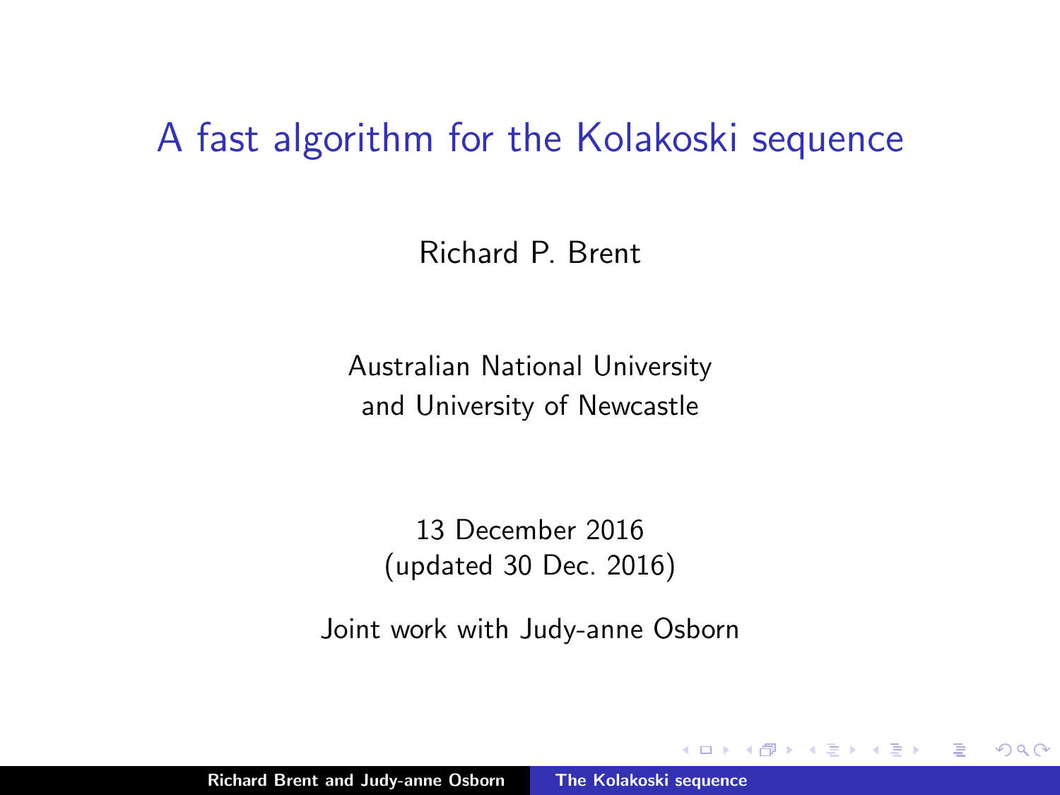# A fast algorithm for the Kolakoski sequence

Richard P. Brent

Australian National University
and University of Newcastle

13 December 2016
(updated 30 Dec. 2016)

Joint work with Judy-anne Osborn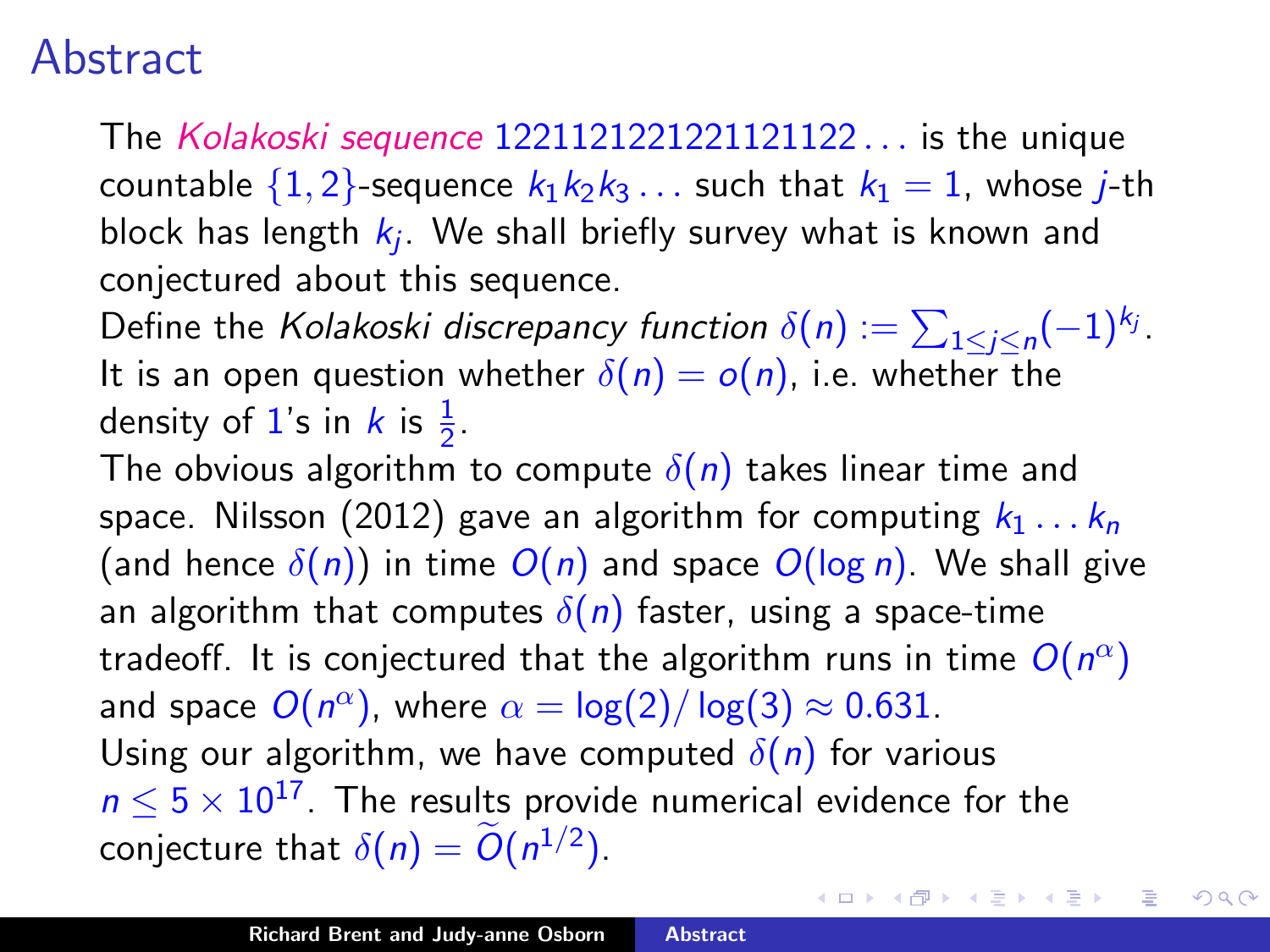# Abstract

The *Kolakoski sequence* 12211212212211211221... is the unique countable $\{1, 2\}$-sequence $k_1 k_2 k_3 \ldots$ such that $k_1 = 1$, whose $j$-th block has length $k_j$. We shall briefly survey what is known and conjectured about this sequence.

Define the *Kolakoski discrepancy function* $\delta(n) := \sum_{1 \le j \le n} (-1)^{k_j}$. It is an open question whether $\delta(n) = o(n)$, i.e. whether the density of 1's in $k$ is $\frac{1}{2}$.

The obvious algorithm to compute $\delta(n)$ takes linear time and space. Nilsson (2012) gave an algorithm for computing $k_1 \ldots k_n$ (and hence $\delta(n)$) in time $O(n)$ and space $O(\log n)$. We shall give an algorithm that computes $\delta(n)$ faster, using a space-time tradeoff. It is conjectured that the algorithm runs in time $O(n^\alpha)$ and space $O(n^\alpha)$, where $\alpha = \log(2)/\log(3) \approx 0.631$.

Using our algorithm, we have computed $\delta(n)$ for various $n \le 5 \times 10^{17}$. The results provide numerical evidence for the conjecture that $\delta(n) = \widetilde{O}(n^{1/2})$.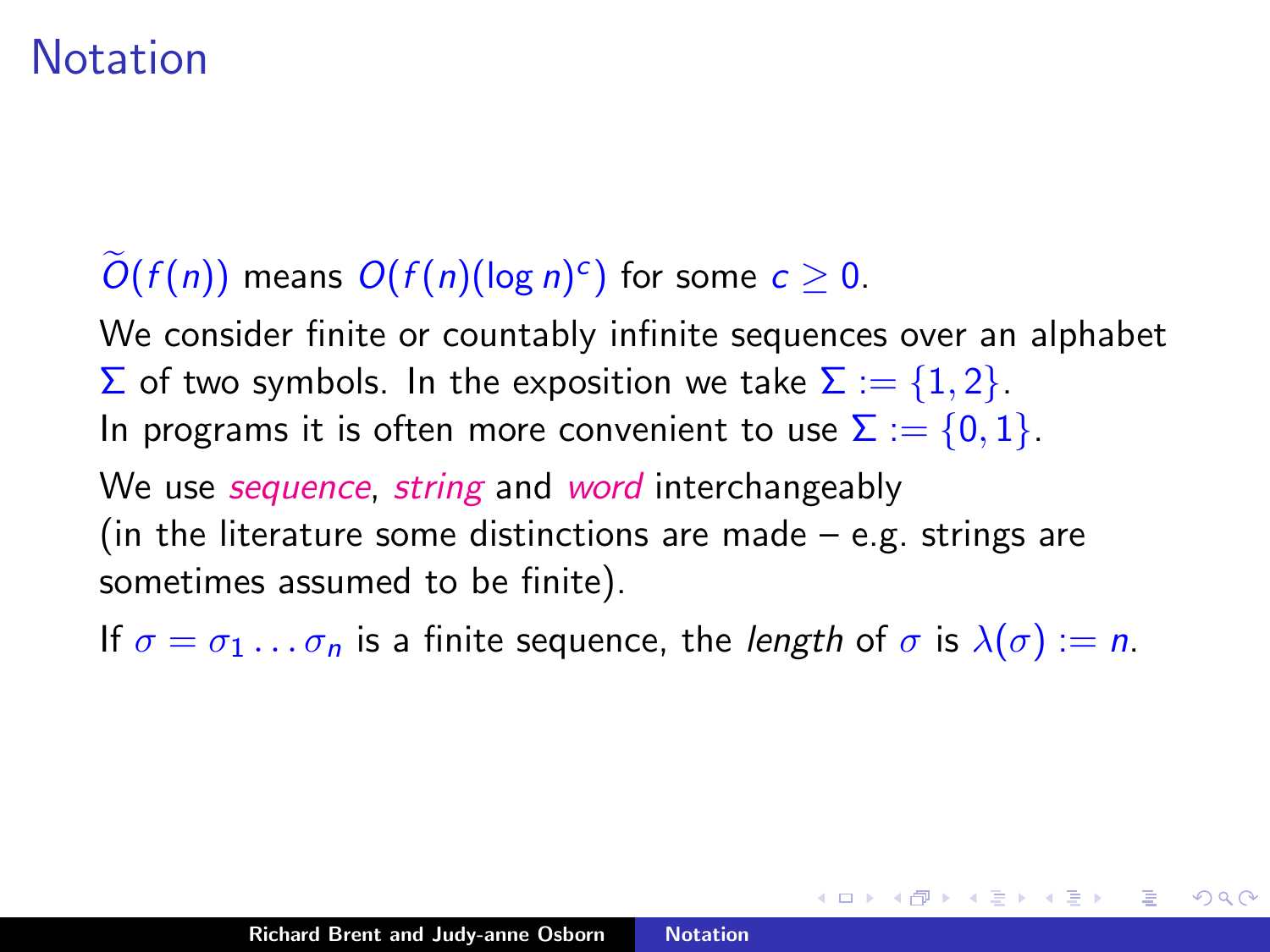# Notation

$\widetilde{O}(f(n))$ means $O(f(n)(\log n)^c)$ for some $c \geq 0$.

We consider finite or countably infinite sequences over an alphabet $\Sigma$ of two symbols. In the exposition we take $\Sigma := \{1, 2\}$.
In programs it is often more convenient to use $\Sigma := \{0, 1\}$.

We use *sequence*, *string* and *word* interchangeably
(in the literature some distinctions are made – e.g. strings are sometimes assumed to be finite).

If $\sigma = \sigma_1 \ldots \sigma_n$ is a finite sequence, the *length* of $\sigma$ is $\lambda(\sigma) := n$.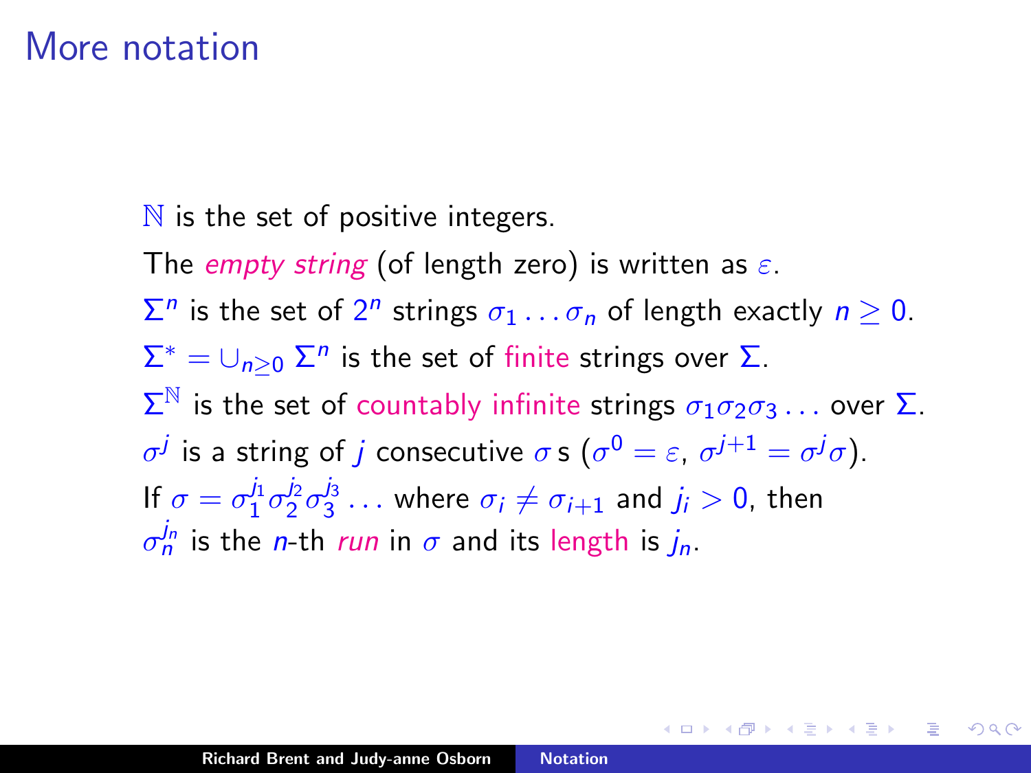# More notation

$\mathbb{N}$ is the set of positive integers.

The *empty string* (of length zero) is written as $\varepsilon$.

$\Sigma^n$ is the set of $2^n$ strings $\sigma_1 \ldots \sigma_n$ of length exactly $n \geq 0$.

$\Sigma^* = \cup_{n \geq 0} \Sigma^n$ is the set of finite strings over $\Sigma$.

$\Sigma^{\mathbb{N}}$ is the set of countably infinite strings $\sigma_1 \sigma_2 \sigma_3 \ldots$ over $\Sigma$.

$\sigma^j$ is a string of $j$ consecutive $\sigma$ s ($\sigma^0 = \varepsilon$, $\sigma^{j+1} = \sigma^j \sigma$).

If $\sigma = \sigma_1^{j_1} \sigma_2^{j_2} \sigma_3^{j_3} \ldots$ where $\sigma_i \neq \sigma_{i+1}$ and $j_i > 0$, then $\sigma_n^{j_n}$ is the $n$-th *run* in $\sigma$ and its length is $j_n$.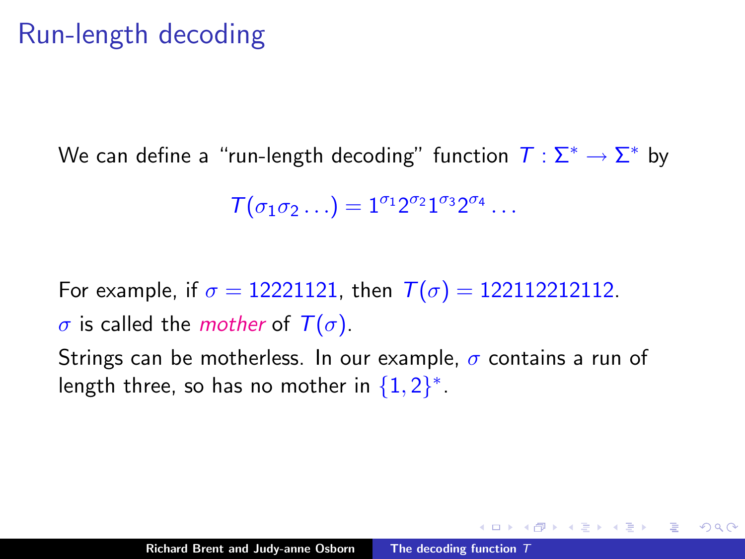# Run-length decoding

We can define a "run-length decoding" function $T : \Sigma^* \to \Sigma^*$ by

$$T(\sigma_1 \sigma_2 \ldots) = 1^{\sigma_1} 2^{\sigma_2} 1^{\sigma_3} 2^{\sigma_4} \ldots$$

For example, if $\sigma = 12221121$, then $T(\sigma) = 122112212112$.

$\sigma$ is called the *mother* of $T(\sigma)$.

Strings can be motherless. In our example, $\sigma$ contains a run of length three, so has no mother in $\{1, 2\}^*$.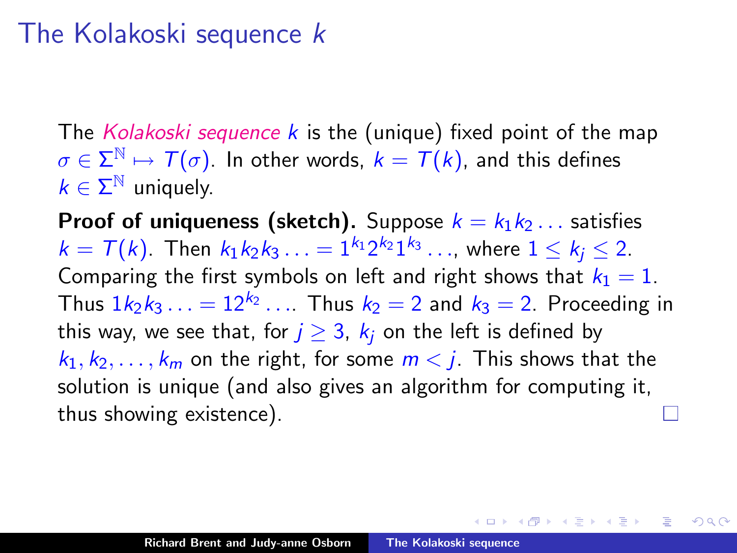# The Kolakoski sequence $k$

The *Kolakoski sequence* $k$ is the (unique) fixed point of the map $\sigma \in \Sigma^{\mathbb{N}} \mapsto T(\sigma)$. In other words, $k = T(k)$, and this defines $k \in \Sigma^{\mathbb{N}}$ uniquely.

**Proof of uniqueness (sketch).** Suppose $k = k_1 k_2 \ldots$ satisfies $k = T(k)$. Then $k_1 k_2 k_3 \ldots = 1^{k_1} 2^{k_2} 1^{k_3} \ldots$, where $1 \le k_j \le 2$. Comparing the first symbols on left and right shows that $k_1 = 1$. Thus $1 k_2 k_3 \ldots = 12^{k_2} \ldots$. Thus $k_2 = 2$ and $k_3 = 2$. Proceeding in this way, we see that, for $j \ge 3$, $k_j$ on the left is defined by $k_1, k_2, \ldots, k_m$ on the right, for some $m < j$. This shows that the solution is unique (and also gives an algorithm for computing it, thus showing existence). □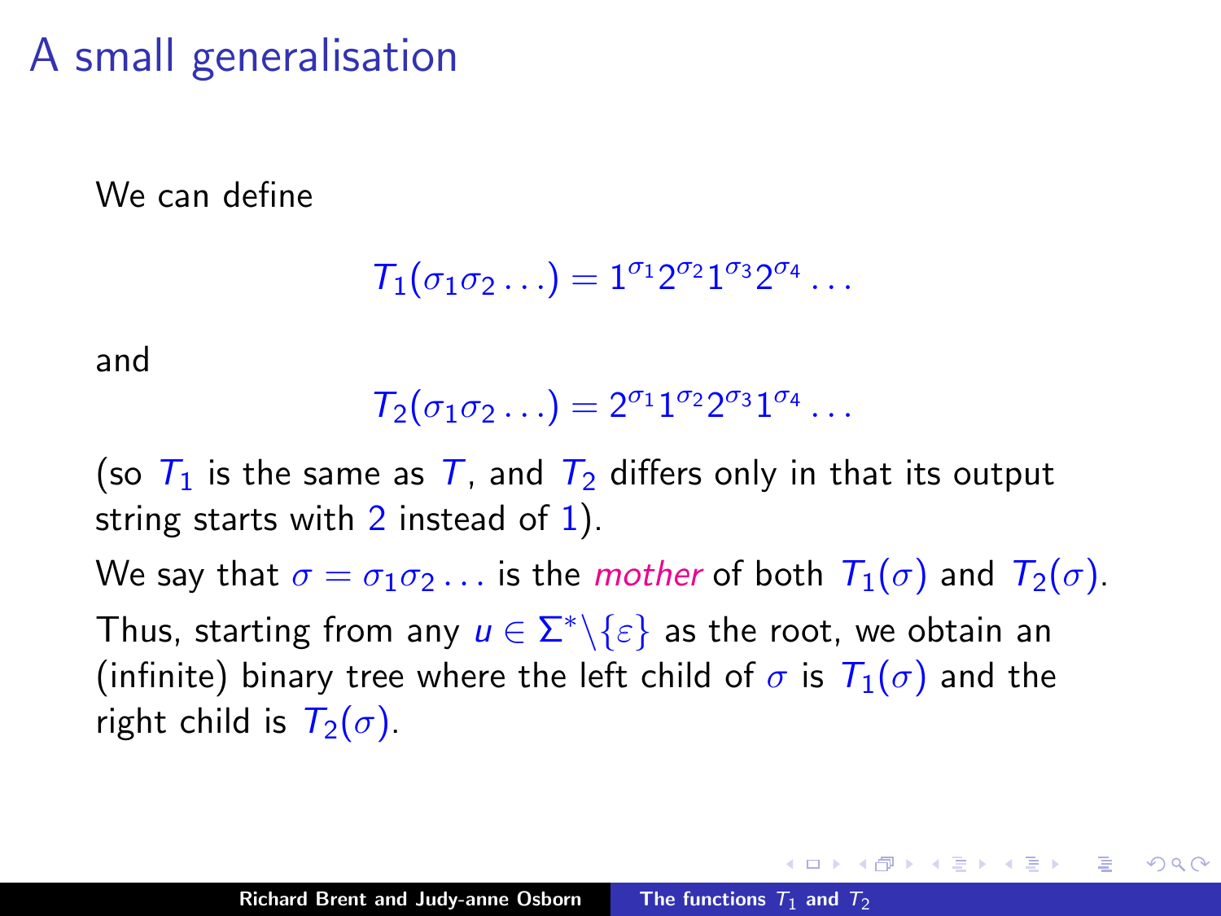# A small generalisation

We can define

$$T_1(\sigma_1\sigma_2\ldots) = 1^{\sigma_1}2^{\sigma_2}1^{\sigma_3}2^{\sigma_4}\ldots$$

and

$$T_2(\sigma_1\sigma_2\ldots) = 2^{\sigma_1}1^{\sigma_2}2^{\sigma_3}1^{\sigma_4}\ldots$$

(so $T_1$ is the same as $T$, and $T_2$ differs only in that its output string starts with $2$ instead of $1$).

We say that $\sigma = \sigma_1\sigma_2\ldots$ is the *mother* of both $T_1(\sigma)$ and $T_2(\sigma)$.

Thus, starting from any $u \in \Sigma^*\backslash\{\varepsilon\}$ as the root, we obtain an (infinite) binary tree where the left child of $\sigma$ is $T_1(\sigma)$ and the right child is $T_2(\sigma)$.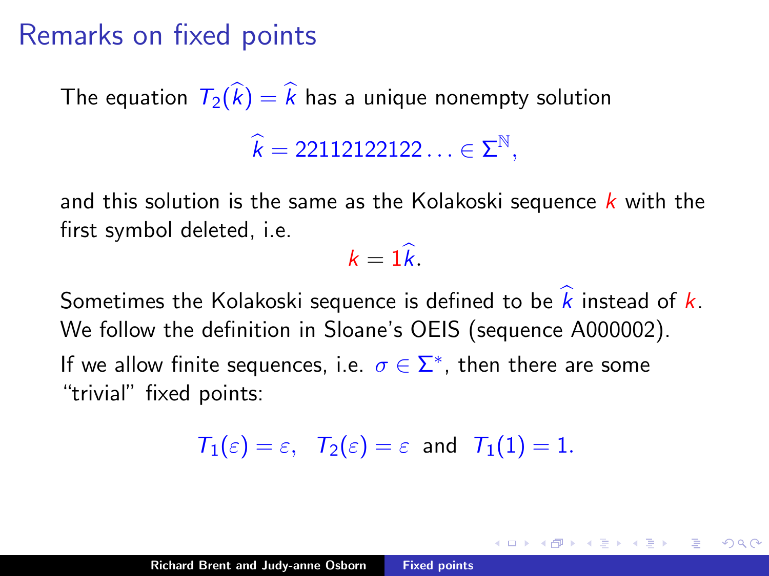# Remarks on fixed points

The equation $T_2(\widehat{k}) = \widehat{k}$ has a unique nonempty solution

$$\widehat{k} = 22112122122\ldots \in \Sigma^{\mathbb{N}},$$

and this solution is the same as the Kolakoski sequence $k$ with the first symbol deleted, i.e.

$$k = 1\widehat{k}.$$

Sometimes the Kolakoski sequence is defined to be $\widehat{k}$ instead of $k$. We follow the definition in Sloane's OEIS (sequence A000002).

If we allow finite sequences, i.e. $\sigma \in \Sigma^*$, then there are some "trivial" fixed points:

$$T_1(\varepsilon) = \varepsilon, \quad T_2(\varepsilon) = \varepsilon \text{ and } T_1(1) = 1.$$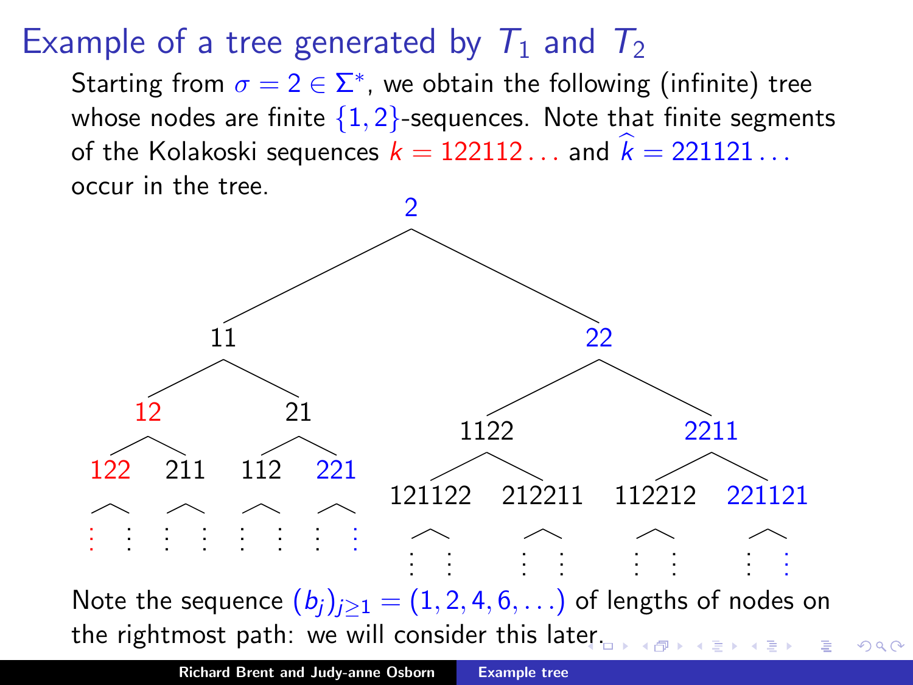# Example of a tree generated by $T_1$ and $T_2$

Starting from $\sigma = 2 \in \Sigma^*$, we obtain the following (infinite) tree whose nodes are finite $\{1, 2\}$-sequences. Note that finite segments of the Kolakoski sequences $k = 122112\ldots$ and $\widehat{k} = 221121\ldots$ occur in the tree.

```
                          2
              /                      \
            11                        22
         /      \                /          \
       12        21          1122            2211
      /  \      /  \        /    \          /     \
    122  211  112  221  121122  212211  112212  221121
    / \  / \  / \  / \   / \     / \     / \     / \
    :  :  :  :  :  :  :  :  :  :   :  :    :  :    :  :
```

Note the sequence $(b_j)_{j\geq 1} = (1, 2, 4, 6, \ldots)$ of lengths of nodes on the rightmost path: we will consider this later.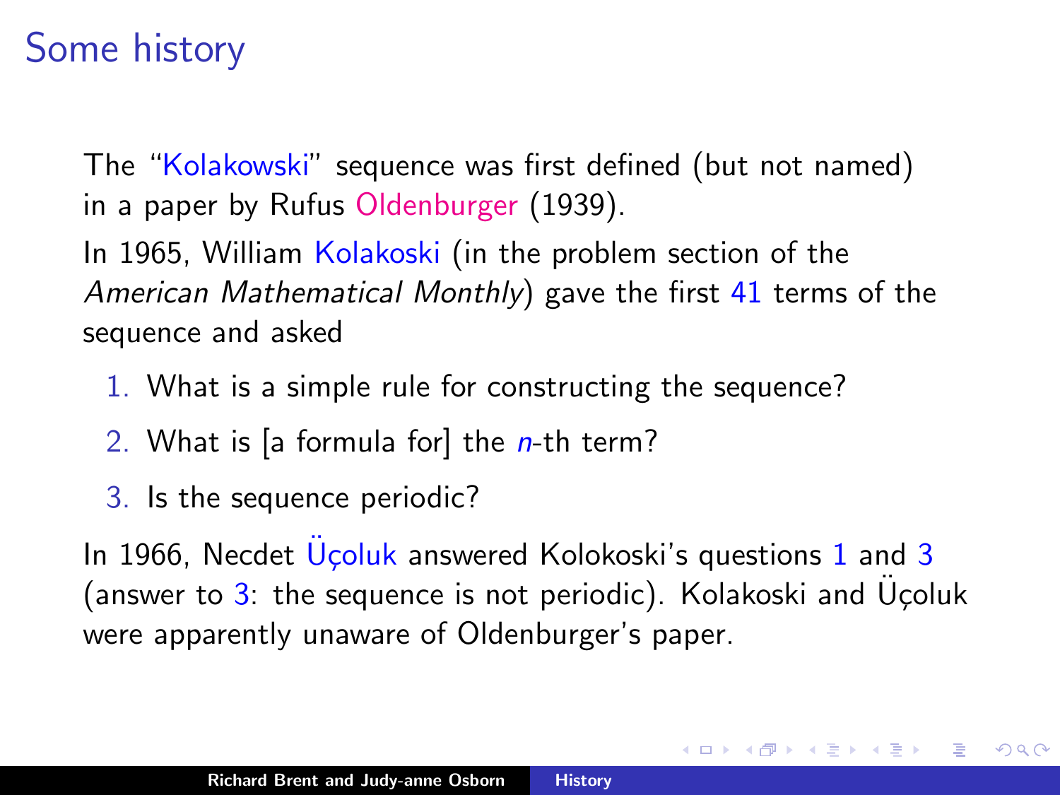# Some history

The "Kolakowski" sequence was first defined (but not named) in a paper by Rufus Oldenburger (1939).

In 1965, William Kolakoski (in the problem section of the *American Mathematical Monthly*) gave the first 41 terms of the sequence and asked

1. What is a simple rule for constructing the sequence?
2. What is [a formula for] the $n$-th term?
3. Is the sequence periodic?

In 1966, Necdet Üçoluk answered Kolokoski's questions 1 and 3 (answer to 3: the sequence is not periodic). Kolakoski and Üçoluk were apparently unaware of Oldenburger's paper.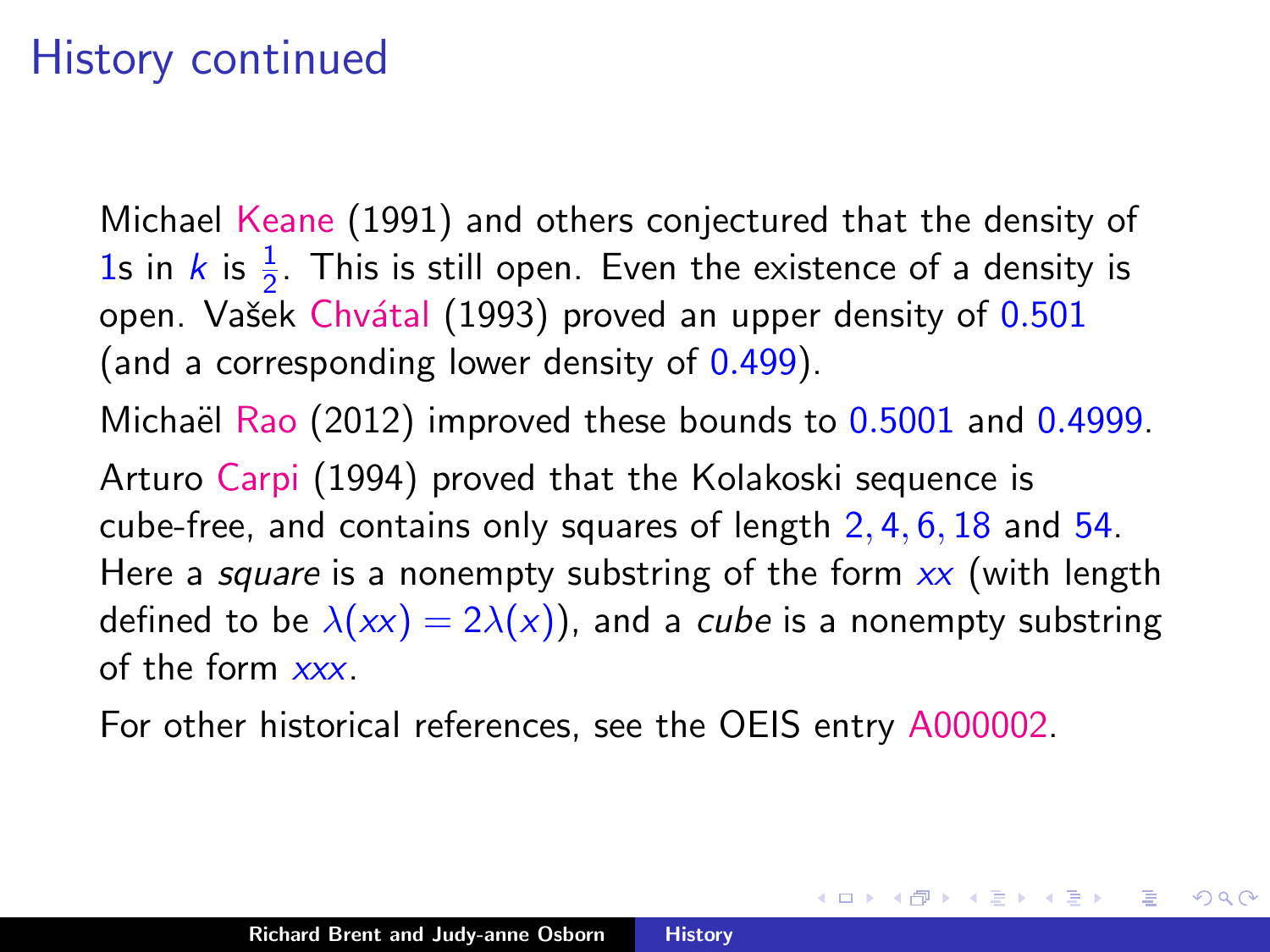# History continued

Michael Keane (1991) and others conjectured that the density of 1s in $k$ is $\frac{1}{2}$. This is still open. Even the existence of a density is open. Vašek Chvátal (1993) proved an upper density of 0.501 (and a corresponding lower density of 0.499).

Michaël Rao (2012) improved these bounds to 0.5001 and 0.4999.

Arturo Carpi (1994) proved that the Kolakoski sequence is cube-free, and contains only squares of length $2, 4, 6, 18$ and $54$. Here a *square* is a nonempty substring of the form $xx$ (with length defined to be $\lambda(xx) = 2\lambda(x)$), and a *cube* is a nonempty substring of the form $xxx$.

For other historical references, see the OEIS entry A000002.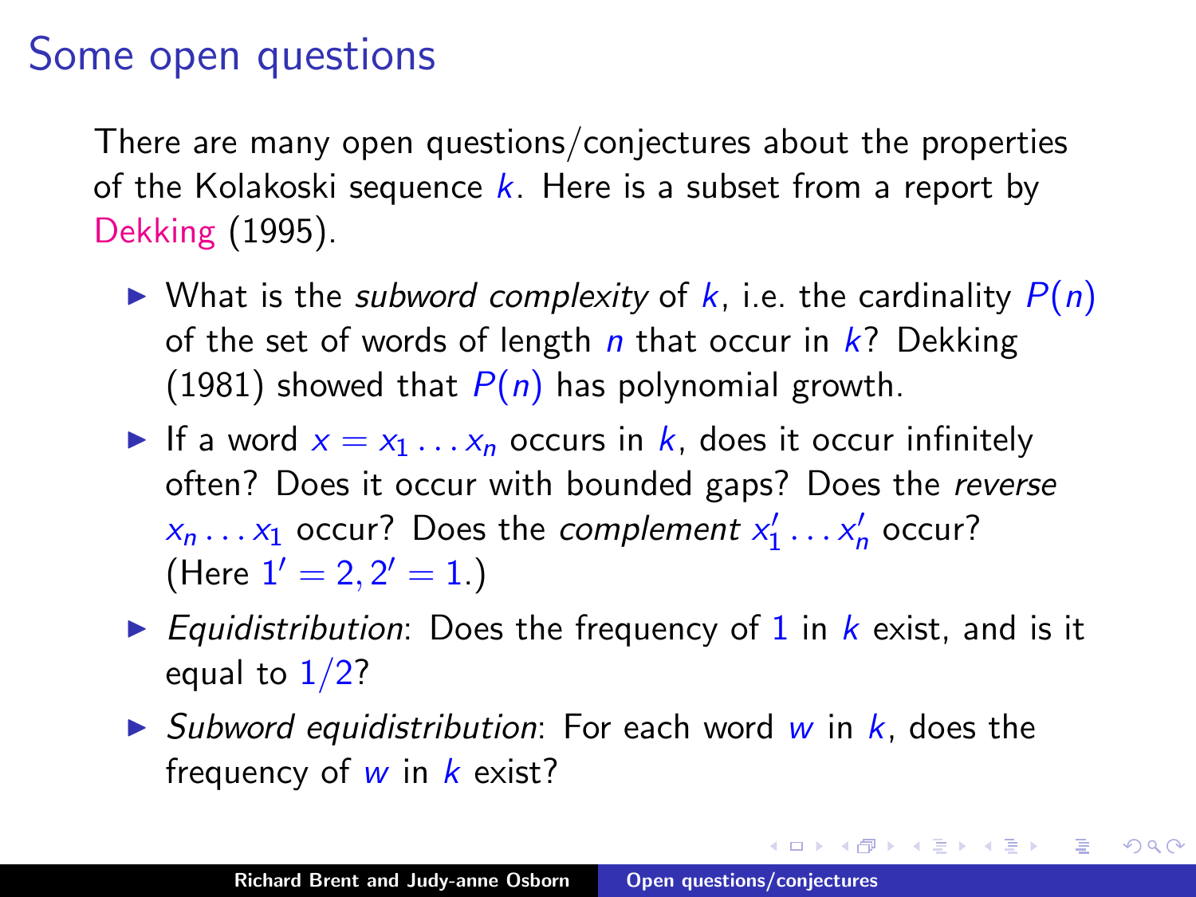# Some open questions

There are many open questions/conjectures about the properties of the Kolakoski sequence $k$. Here is a subset from a report by Dekking (1995).

- What is the *subword complexity* of $k$, i.e. the cardinality $P(n)$ of the set of words of length $n$ that occur in $k$? Dekking (1981) showed that $P(n)$ has polynomial growth.
- If a word $x = x_1 \ldots x_n$ occurs in $k$, does it occur infinitely often? Does it occur with bounded gaps? Does the *reverse* $x_n \ldots x_1$ occur? Does the *complement* $x_1' \ldots x_n'$ occur? (Here $1' = 2, 2' = 1$.)
- *Equidistribution*: Does the frequency of $1$ in $k$ exist, and is it equal to $1/2$?
- *Subword equidistribution*: For each word $w$ in $k$, does the frequency of $w$ in $k$ exist?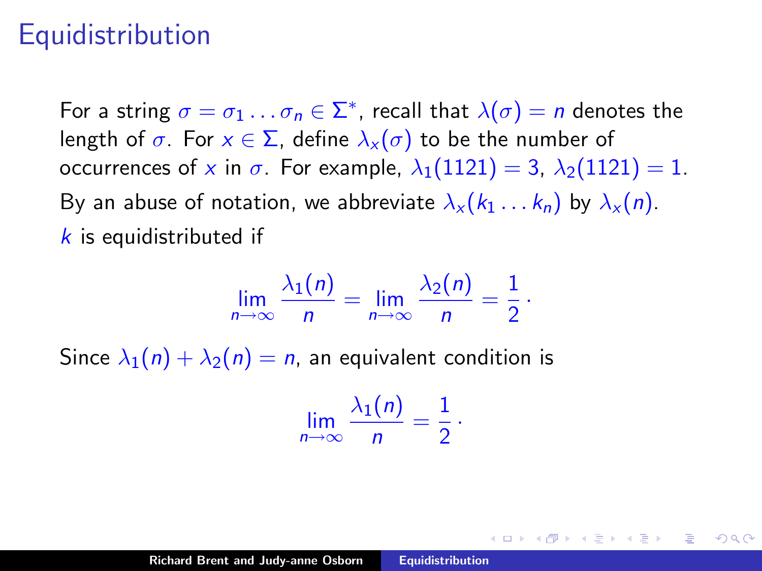# Equidistribution

For a string $\sigma = \sigma_1 \ldots \sigma_n \in \Sigma^*$, recall that $\lambda(\sigma) = n$ denotes the length of $\sigma$. For $x \in \Sigma$, define $\lambda_x(\sigma)$ to be the number of occurrences of $x$ in $\sigma$. For example, $\lambda_1(1121) = 3$, $\lambda_2(1121) = 1$.

By an abuse of notation, we abbreviate $\lambda_x(k_1 \ldots k_n)$ by $\lambda_x(n)$.

$k$ is equidistributed if

$$\lim_{n\to\infty} \frac{\lambda_1(n)}{n} = \lim_{n\to\infty} \frac{\lambda_2(n)}{n} = \frac{1}{2}\,.$$

Since $\lambda_1(n) + \lambda_2(n) = n$, an equivalent condition is

$$\lim_{n\to\infty} \frac{\lambda_1(n)}{n} = \frac{1}{2}\,.$$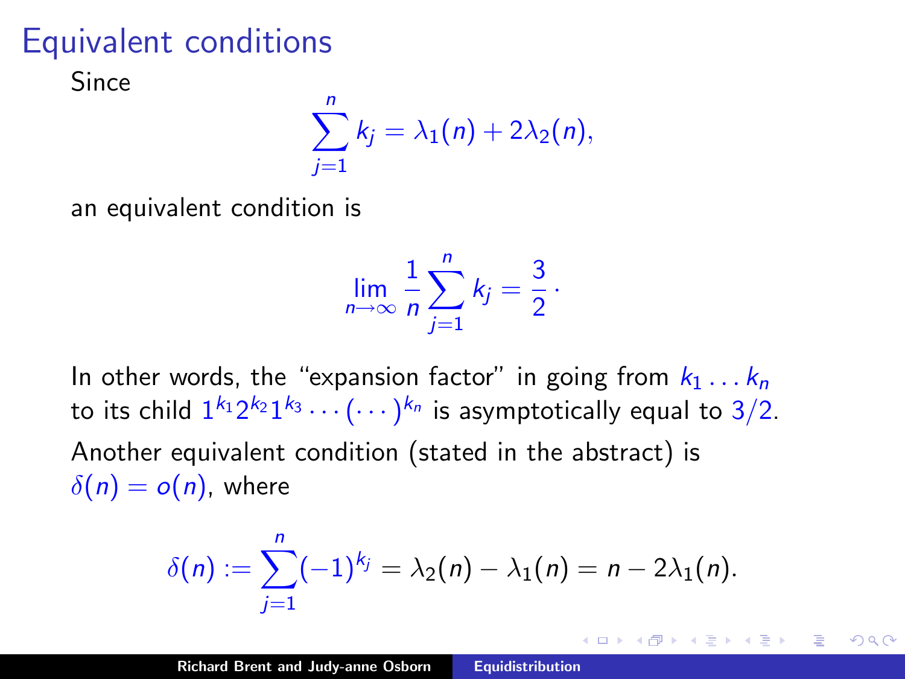# Equivalent conditions

Since

$$\sum_{j=1}^{n} k_j = \lambda_1(n) + 2\lambda_2(n),$$

an equivalent condition is

$$\lim_{n\to\infty} \frac{1}{n} \sum_{j=1}^{n} k_j = \frac{3}{2}\,.$$

In other words, the "expansion factor" in going from $k_1 \ldots k_n$ to its child $1^{k_1}2^{k_2}1^{k_3}\cdots(\cdots)^{k_n}$ is asymptotically equal to $3/2$.

Another equivalent condition (stated in the abstract) is $\delta(n) = o(n)$, where

$$\delta(n) := \sum_{j=1}^{n} (-1)^{k_j} = \lambda_2(n) - \lambda_1(n) = n - 2\lambda_1(n).$$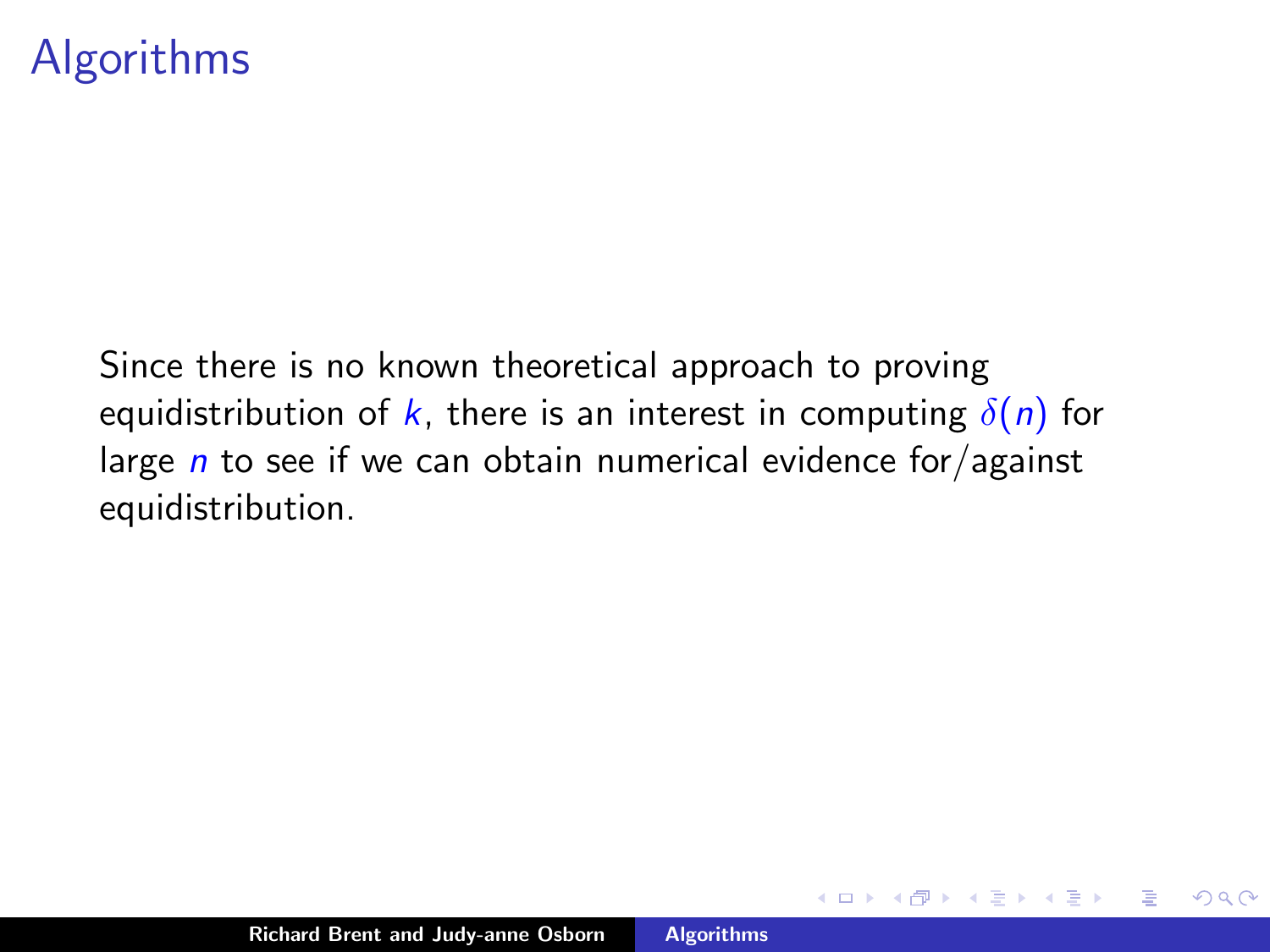# Algorithms

Since there is no known theoretical approach to proving equidistribution of $k$, there is an interest in computing $\delta(n)$ for large $n$ to see if we can obtain numerical evidence for/against equidistribution.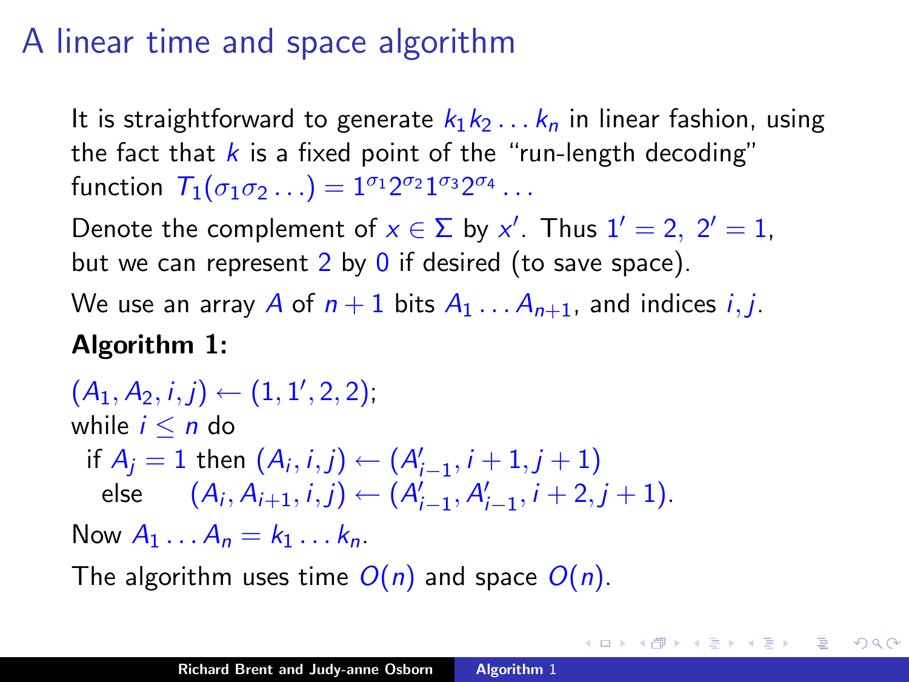# A linear time and space algorithm

It is straightforward to generate $k_1 k_2 \ldots k_n$ in linear fashion, using the fact that $k$ is a fixed point of the "run-length decoding" function $T_1(\sigma_1\sigma_2\ldots) = 1^{\sigma_1}2^{\sigma_2}1^{\sigma_3}2^{\sigma_4}\ldots$

Denote the complement of $x \in \Sigma$ by $x'$. Thus $1' = 2,\ 2' = 1$, but we can represent $2$ by $0$ if desired (to save space).

We use an array $A$ of $n+1$ bits $A_1 \ldots A_{n+1}$, and indices $i, j$.

**Algorithm 1:**

$(A_1, A_2, i, j) \leftarrow (1, 1', 2, 2)$;
while $i \le n$ do
  if $A_j = 1$ then $(A_i, i, j) \leftarrow (A'_{i-1}, i+1, j+1)$
    else   $(A_i, A_{i+1}, i, j) \leftarrow (A'_{i-1}, A'_{i-1}, i+2, j+1)$.

Now $A_1 \ldots A_n = k_1 \ldots k_n$.

The algorithm uses time $O(n)$ and space $O(n)$.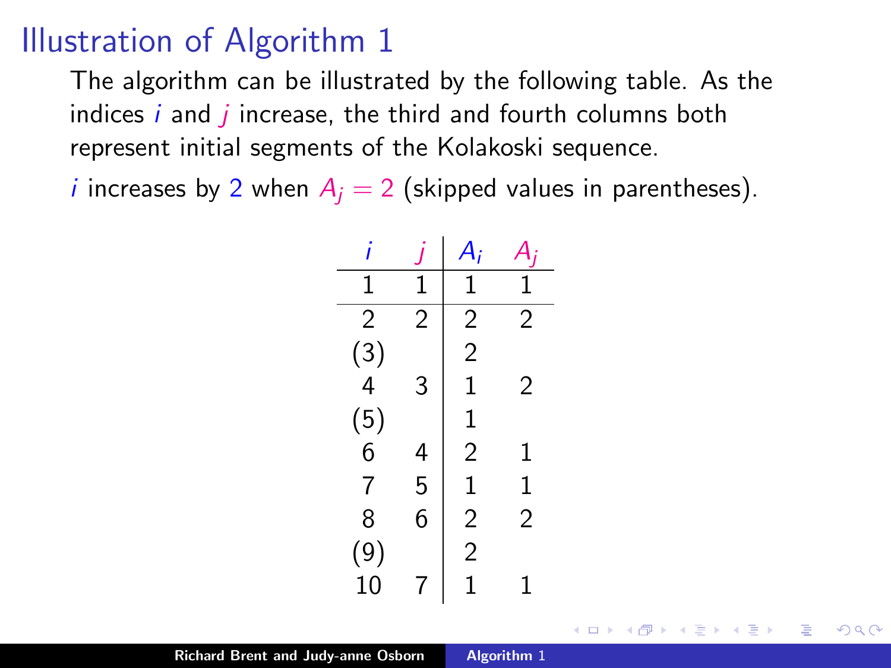# Illustration of Algorithm 1

The algorithm can be illustrated by the following table. As the indices $i$ and $j$ increase, the third and fourth columns both represent initial segments of the Kolakoski sequence.

$i$ increases by 2 when $A_j = 2$ (skipped values in parentheses).

| $i$ | $j$ | $A_i$ | $A_j$ |
|---|---|---|---|
| 1 | 1 | 1 | 1 |
| 2 | 2 | 2 | 2 |
| (3) | | 2 | |
| 4 | 3 | 1 | 2 |
| (5) | | 1 | |
| 6 | 4 | 2 | 1 |
| 7 | 5 | 1 | 1 |
| 8 | 6 | 2 | 2 |
| (9) | | 2 | |
| 10 | 7 | 1 | 1 |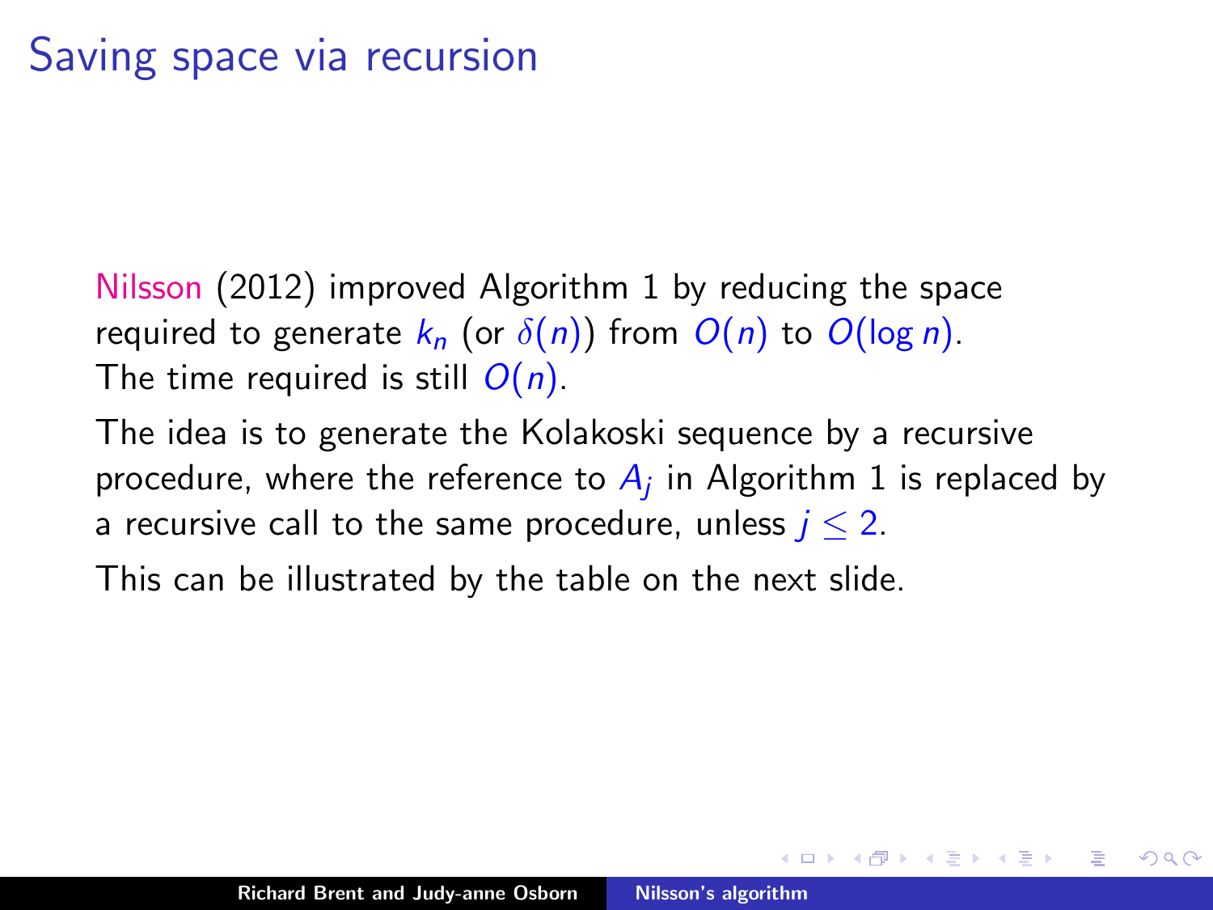# Saving space via recursion

Nilsson (2012) improved Algorithm 1 by reducing the space required to generate $k_n$ (or $\delta(n)$) from $O(n)$ to $O(\log n)$. The time required is still $O(n)$.

The idea is to generate the Kolakoski sequence by a recursive procedure, where the reference to $A_j$ in Algorithm 1 is replaced by a recursive call to the same procedure, unless $j \leq 2$.

This can be illustrated by the table on the next slide.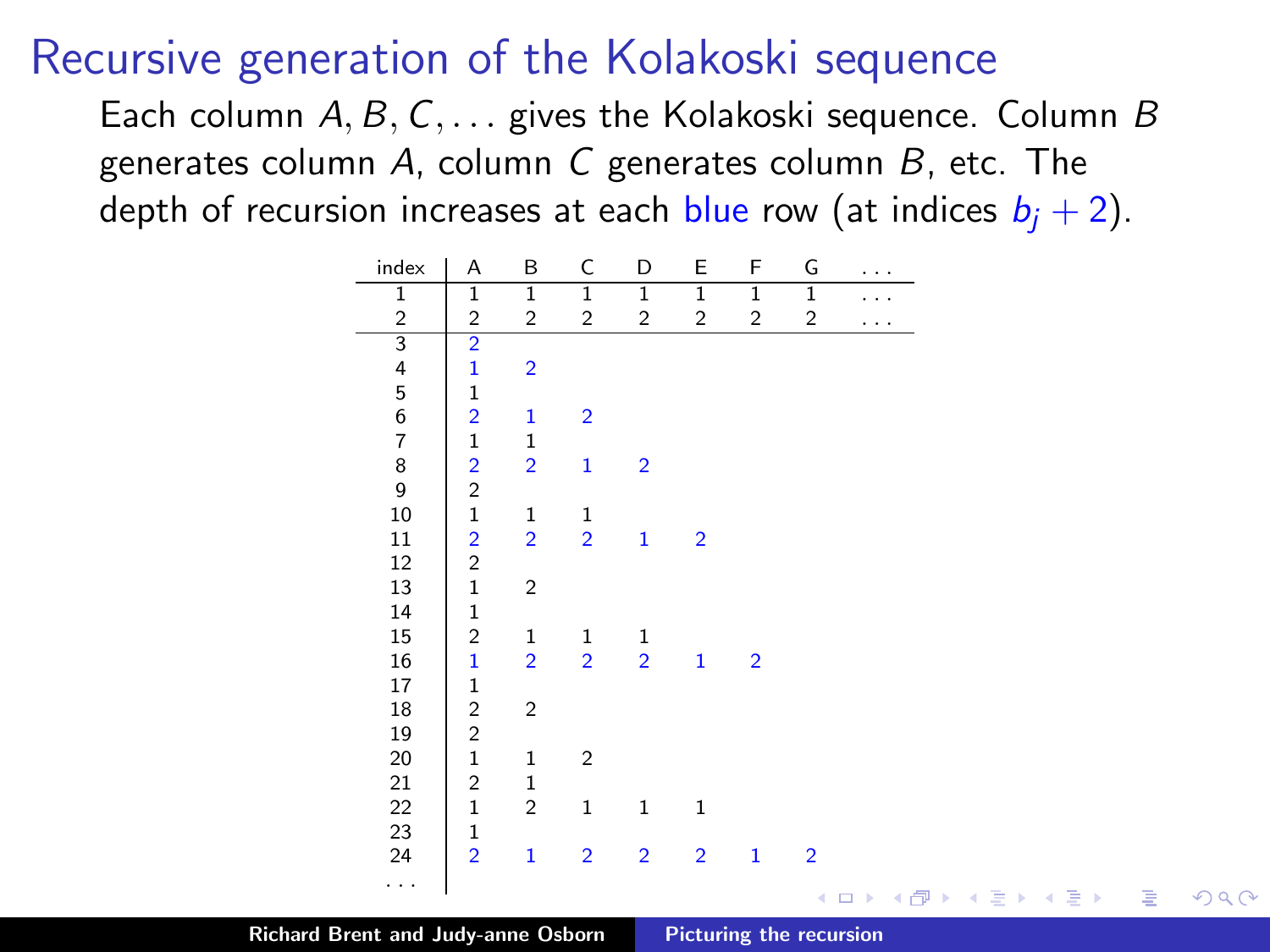# Recursive generation of the Kolakoski sequence

Each column $A, B, C, \ldots$ gives the Kolakoski sequence. Column $B$ generates column $A$, column $C$ generates column $B$, etc. The depth of recursion increases at each blue row (at indices $b_j + 2$).

| index | A | B | C | D | E | F | G | ... |
|---|---|---|---|---|---|---|---|---|
| 1 | 1 | 1 | 1 | 1 | 1 | 1 | 1 | ... |
| 2 | 2 | 2 | 2 | 2 | 2 | 2 | 2 | ... |
| 3 | 2 | | | | | | | |
| 4 | 1 | 2 | | | | | | |
| 5 | 1 | | | | | | | |
| 6 | 2 | 1 | 2 | | | | | |
| 7 | 1 | 1 | | | | | | |
| 8 | 2 | 2 | 1 | 2 | | | | |
| 9 | 2 | | | | | | | |
| 10 | 1 | 1 | 1 | | | | | |
| 11 | 2 | 2 | 2 | 1 | 2 | | | |
| 12 | 2 | | | | | | | |
| 13 | 1 | 2 | | | | | | |
| 14 | 1 | | | | | | | |
| 15 | 2 | 1 | 1 | 1 | | | | |
| 16 | 1 | 2 | 2 | 2 | 1 | 2 | | |
| 17 | 1 | | | | | | | |
| 18 | 2 | 2 | | | | | | |
| 19 | 2 | | | | | | | |
| 20 | 1 | 1 | 2 | | | | | |
| 21 | 2 | 1 | | | | | | |
| 22 | 1 | 2 | 1 | 1 | 1 | | | |
| 23 | 1 | | | | | | | |
| 24 | 2 | 1 | 2 | 2 | 2 | 1 | 2 | |
| ... | | | | | | | | |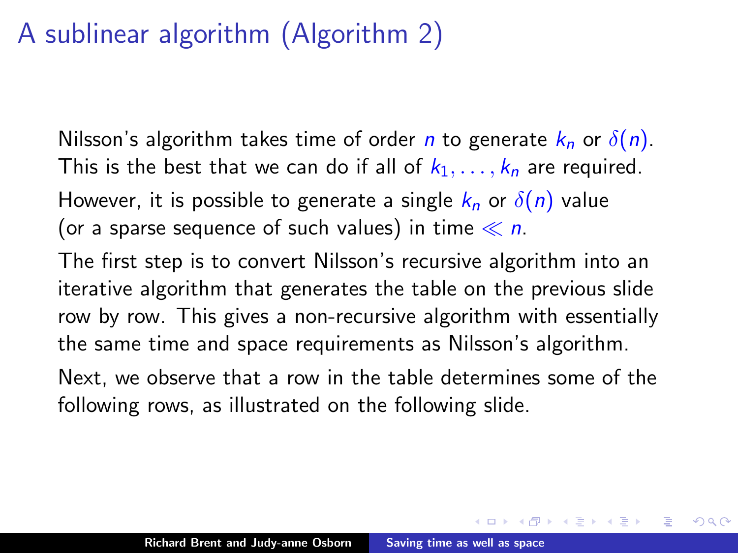# A sublinear algorithm (Algorithm 2)

Nilsson's algorithm takes time of order $n$ to generate $k_n$ or $\delta(n)$. This is the best that we can do if all of $k_1, \ldots, k_n$ are required.

However, it is possible to generate a single $k_n$ or $\delta(n)$ value (or a sparse sequence of such values) in time $\ll n$.

The first step is to convert Nilsson's recursive algorithm into an iterative algorithm that generates the table on the previous slide row by row. This gives a non-recursive algorithm with essentially the same time and space requirements as Nilsson's algorithm.

Next, we observe that a row in the table determines some of the following rows, as illustrated on the following slide.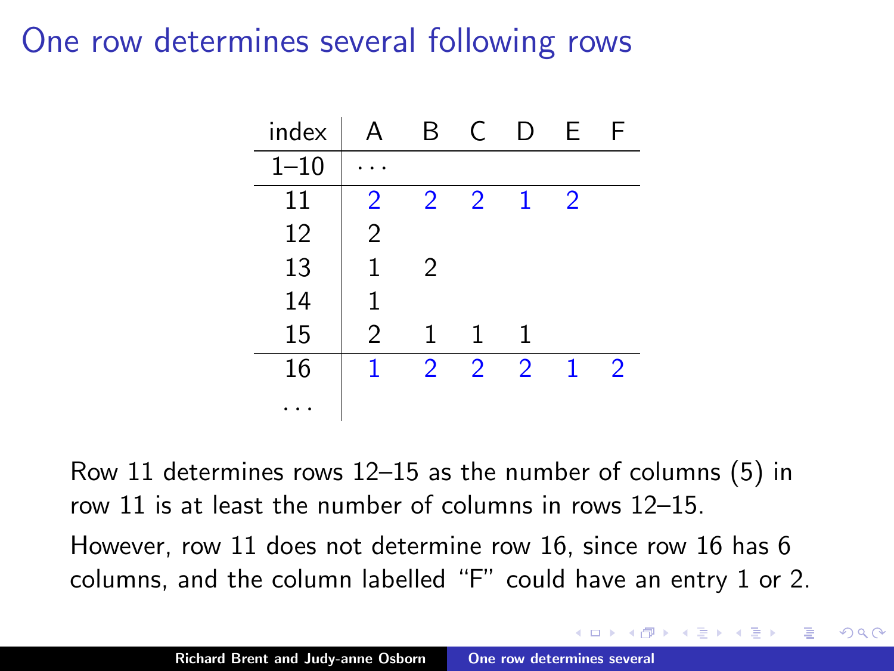# One row determines several following rows

| index | A | B | C | D | E | F |
|---|---|---|---|---|---|---|
| 1–10 | ... | | | | | |
| 11 | 2 | 2 | 2 | 1 | 2 | |
| 12 | 2 | | | | | |
| 13 | 1 | 2 | | | | |
| 14 | 1 | | | | | |
| 15 | 2 | 1 | 1 | 1 | | |
| 16 | 1 | 2 | 2 | 2 | 1 | 2 |
| ... | | | | | | |

Row 11 determines rows 12–15 as the number of columns (5) in row 11 is at least the number of columns in rows 12–15.

However, row 11 does not determine row 16, since row 16 has 6 columns, and the column labelled "F" could have an entry 1 or 2.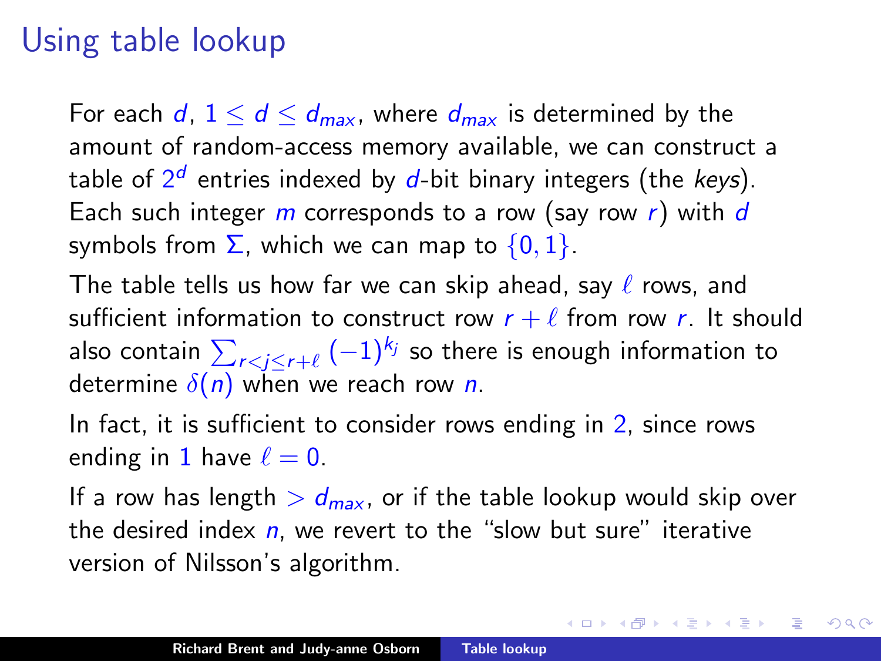# Using table lookup

For each $d$, $1 \le d \le d_{max}$, where $d_{max}$ is determined by the amount of random-access memory available, we can construct a table of $2^d$ entries indexed by $d$-bit binary integers (the *keys*). Each such integer $m$ corresponds to a row (say row $r$) with $d$ symbols from $\Sigma$, which we can map to $\{0, 1\}$.

The table tells us how far we can skip ahead, say $\ell$ rows, and sufficient information to construct row $r + \ell$ from row $r$. It should also contain $\sum_{r<j\le r+\ell} (-1)^{k_j}$ so there is enough information to determine $\delta(n)$ when we reach row $n$.

In fact, it is sufficient to consider rows ending in $2$, since rows ending in $1$ have $\ell = 0$.

If a row has length $> d_{max}$, or if the table lookup would skip over the desired index $n$, we revert to the "slow but sure" iterative version of Nilsson's algorithm.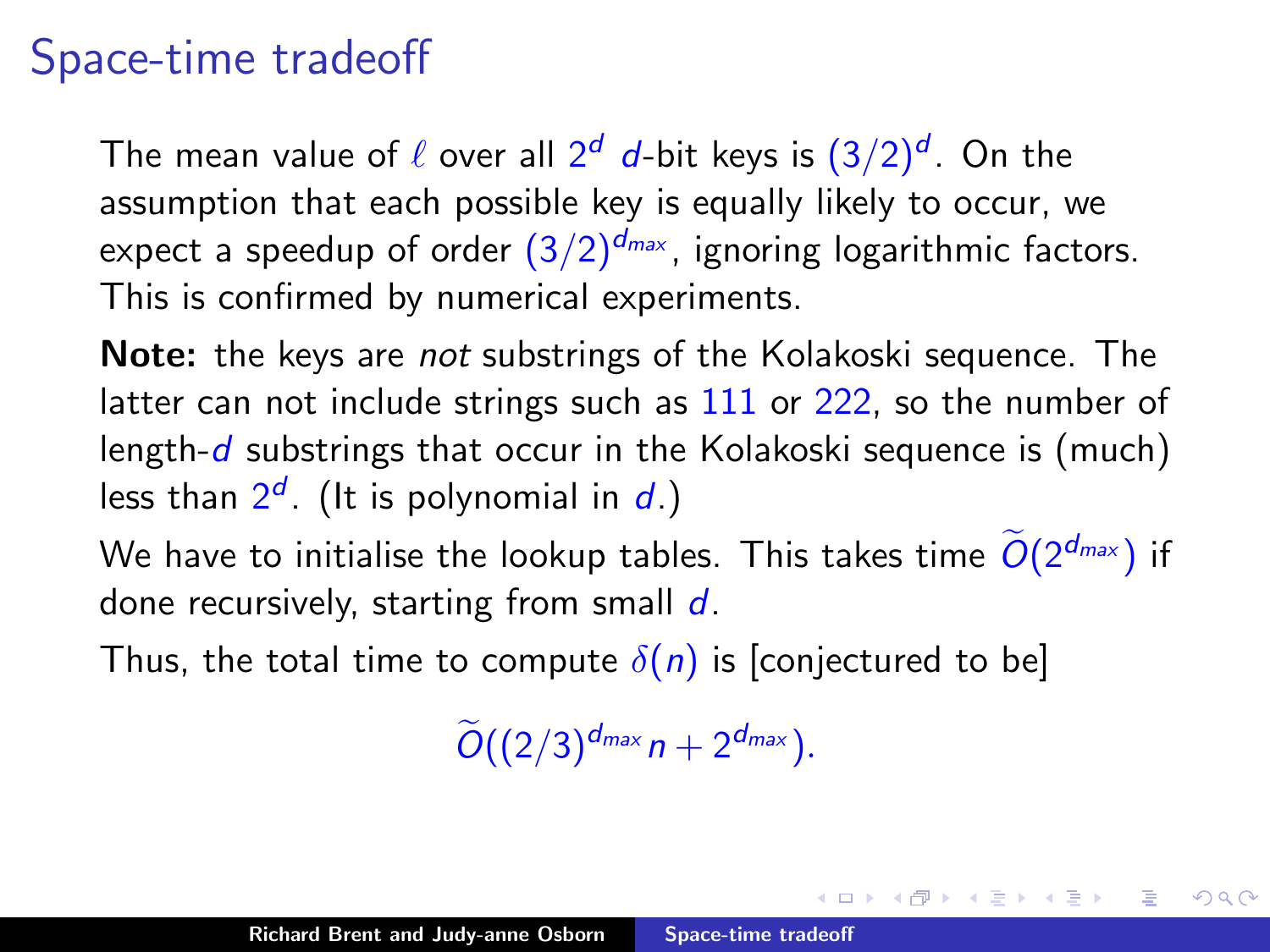# Space-time tradeoff

The mean value of $\ell$ over all $2^d$ $d$-bit keys is $(3/2)^d$. On the assumption that each possible key is equally likely to occur, we expect a speedup of order $(3/2)^{d_{max}}$, ignoring logarithmic factors. This is confirmed by numerical experiments.

**Note:** the keys are *not* substrings of the Kolakoski sequence. The latter can not include strings such as $111$ or $222$, so the number of length-$d$ substrings that occur in the Kolakoski sequence is (much) less than $2^d$. (It is polynomial in $d$.)

We have to initialise the lookup tables. This takes time $\widetilde{O}(2^{d_{max}})$ if done recursively, starting from small $d$.

Thus, the total time to compute $\delta(n)$ is [conjectured to be]

$$\widetilde{O}((2/3)^{d_{max}} n + 2^{d_{max}}).$$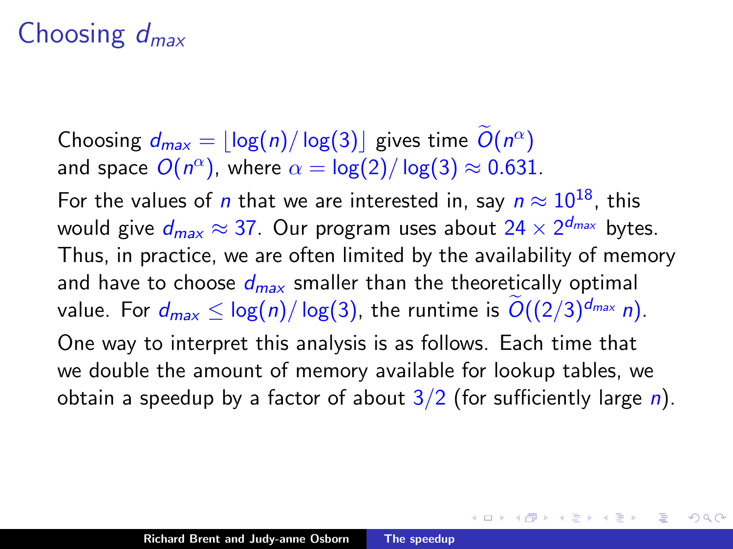# Choosing $d_{max}$

Choosing $d_{max} = \lfloor \log(n)/\log(3) \rfloor$ gives time $\widetilde{O}(n^\alpha)$ and space $O(n^\alpha)$, where $\alpha = \log(2)/\log(3) \approx 0.631$.

For the values of $n$ that we are interested in, say $n \approx 10^{18}$, this would give $d_{max} \approx 37$. Our program uses about $24 \times 2^{d_{max}}$ bytes. Thus, in practice, we are often limited by the availability of memory and have to choose $d_{max}$ smaller than the theoretically optimal value. For $d_{max} \le \log(n)/\log(3)$, the runtime is $\widetilde{O}((2/3)^{d_{max}}\, n)$.

One way to interpret this analysis is as follows. Each time that we double the amount of memory available for lookup tables, we obtain a speedup by a factor of about $3/2$ (for sufficiently large $n$).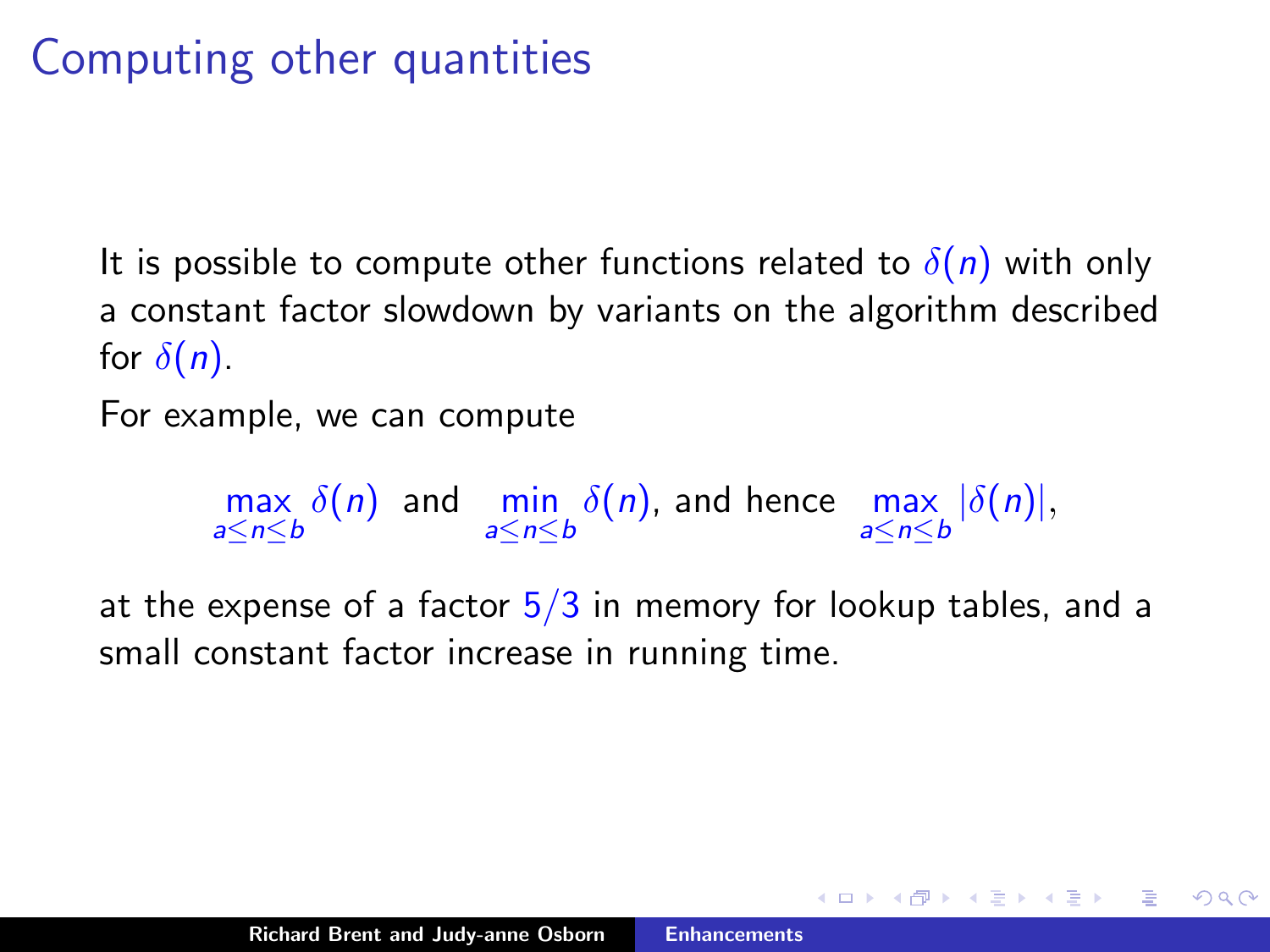# Computing other quantities

It is possible to compute other functions related to $\delta(n)$ with only a constant factor slowdown by variants on the algorithm described for $\delta(n)$.

For example, we can compute

$$\max_{a \le n \le b} \delta(n) \ \text{ and } \ \min_{a \le n \le b} \delta(n), \text{ and hence } \ \max_{a \le n \le b} |\delta(n)|,$$

at the expense of a factor $5/3$ in memory for lookup tables, and a small constant factor increase in running time.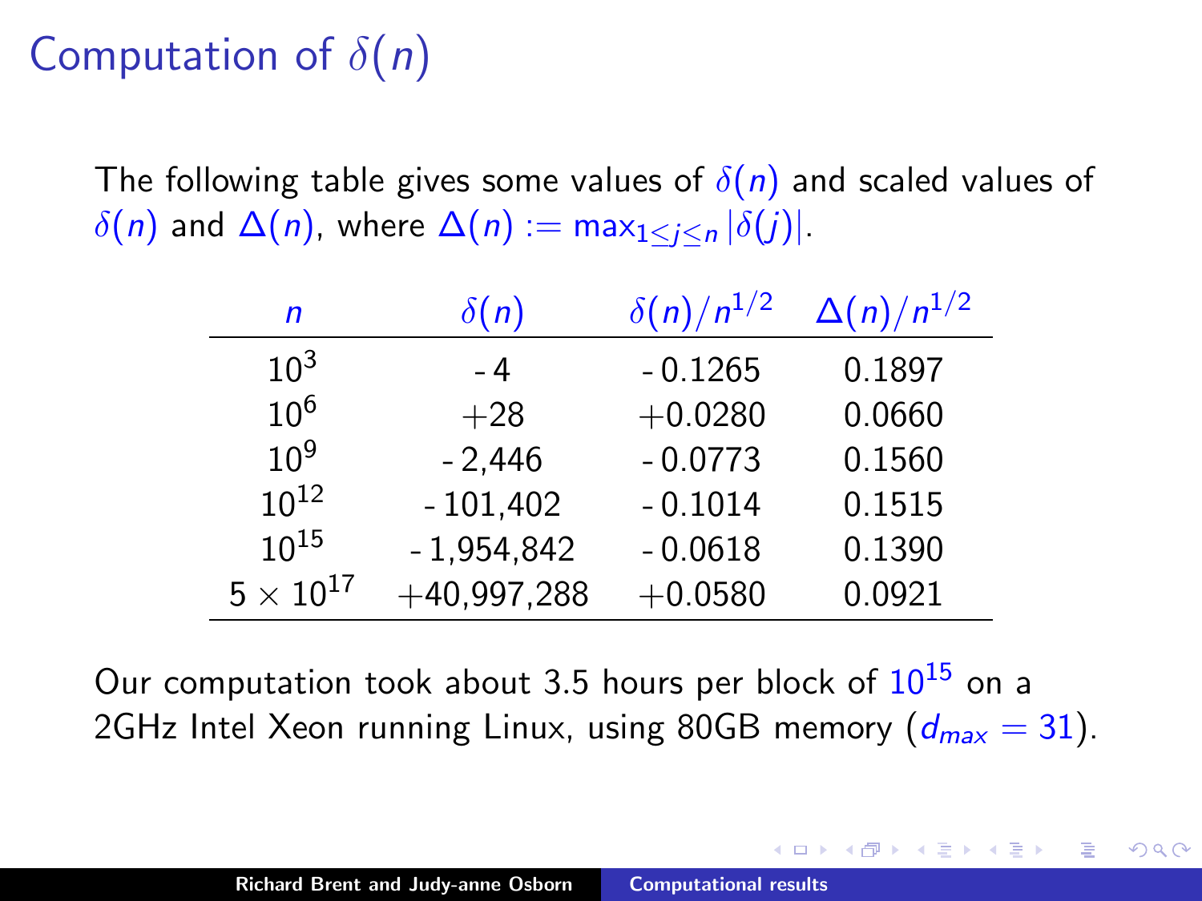# Computation of $\delta(n)$

The following table gives some values of $\delta(n)$ and scaled values of $\delta(n)$ and $\Delta(n)$, where $\Delta(n) := \max_{1 \le j \le n} |\delta(j)|$.

| $n$ | $\delta(n)$ | $\delta(n)/n^{1/2}$ | $\Delta(n)/n^{1/2}$ |
|---|---|---|---|
| $10^3$ | -4 | -0.1265 | 0.1897 |
| $10^6$ | +28 | +0.0280 | 0.0660 |
| $10^9$ | -2,446 | -0.0773 | 0.1560 |
| $10^{12}$ | -101,402 | -0.1014 | 0.1515 |
| $10^{15}$ | -1,954,842 | -0.0618 | 0.1390 |
| $5 \times 10^{17}$ | +40,997,288 | +0.0580 | 0.0921 |

Our computation took about 3.5 hours per block of $10^{15}$ on a 2GHz Intel Xeon running Linux, using 80GB memory ($d_{max} = 31$).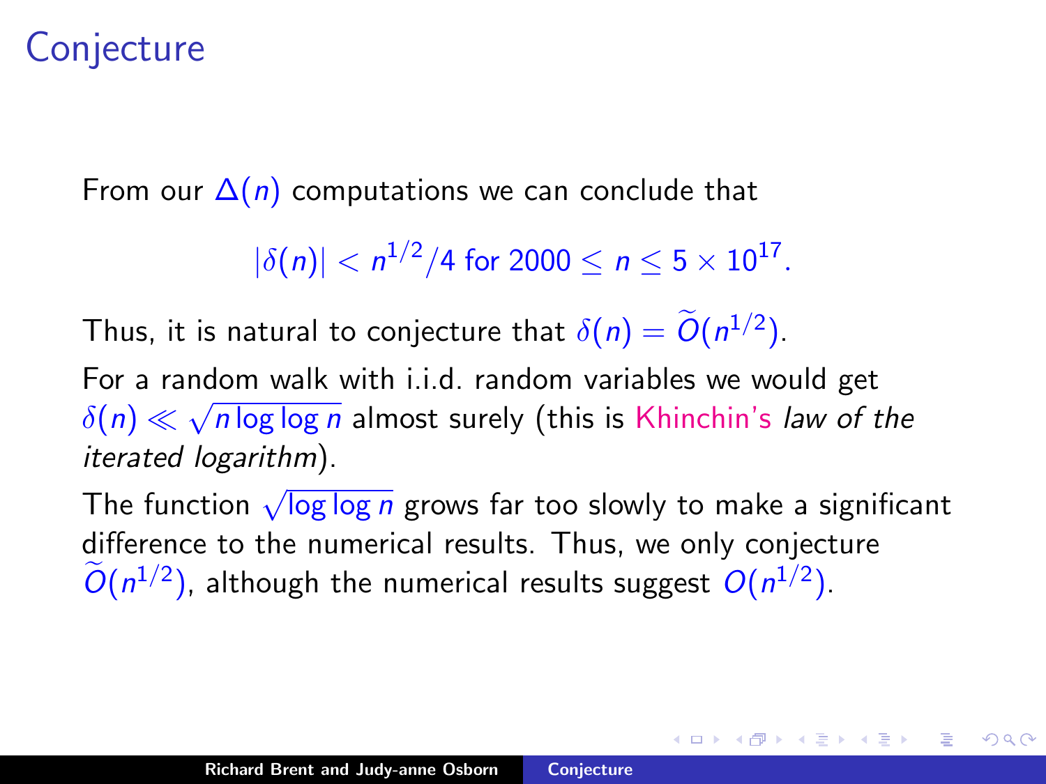# Conjecture

From our $\Delta(n)$ computations we can conclude that

$$|\delta(n)| < n^{1/2}/4 \text{ for } 2000 \le n \le 5 \times 10^{17}.$$

Thus, it is natural to conjecture that $\delta(n) = \widetilde{O}(n^{1/2})$.

For a random walk with i.i.d. random variables we would get $\delta(n) \ll \sqrt{n \log \log n}$ almost surely (this is Khinchin's *law of the iterated logarithm*).

The function $\sqrt{\log \log n}$ grows far too slowly to make a significant difference to the numerical results. Thus, we only conjecture $\widetilde{O}(n^{1/2})$, although the numerical results suggest $O(n^{1/2})$.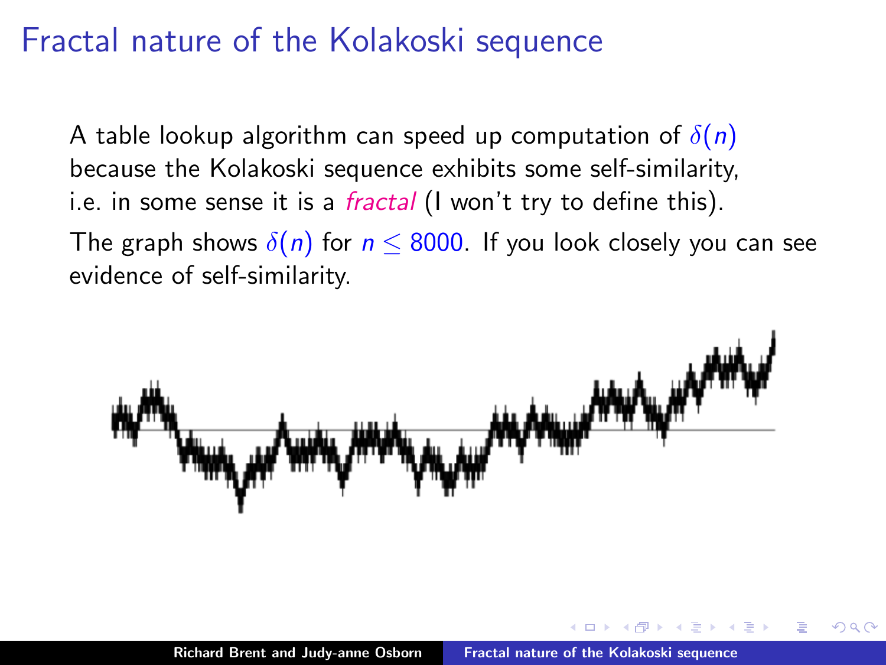# Fractal nature of the Kolakoski sequence

A table lookup algorithm can speed up computation of $\delta(n)$ because the Kolakoski sequence exhibits some self-similarity, i.e. in some sense it is a *fractal* (I won't try to define this).

The graph shows $\delta(n)$ for $n \leq 8000$. If you look closely you can see evidence of self-similarity.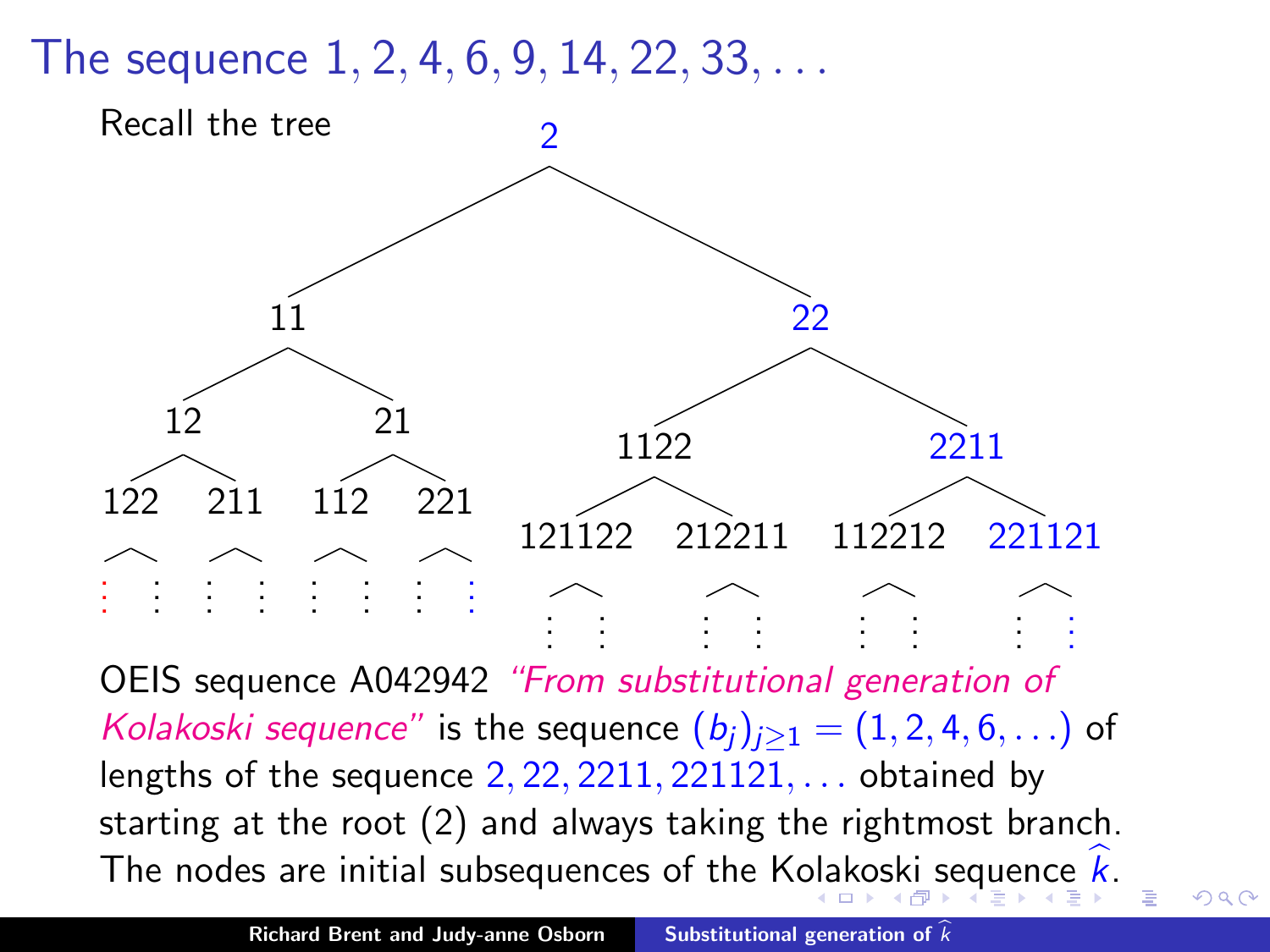# The sequence $1, 2, 4, 6, 9, 14, 22, 33, \ldots$

Recall the tree

```
                              2
                 /                         \
               11                            22
           /        \                   /          \
         12          21             1122            2211
        /   \       /   \          /     \         /     \
      122   211   112   221    121122  212211  112212  221121
      / \   / \   / \   / \     /  \    /  \    /  \    /  \
      :  :  :  :  :  :  :  :    :   :   :   :   :   :   :   :
```

OEIS sequence A042942 *"From substitutional generation of Kolakoski sequence"* is the sequence $(b_j)_{j \geq 1} = (1, 2, 4, 6, \ldots)$ of lengths of the sequence $2, 22, 2211, 221121, \ldots$ obtained by starting at the root (2) and always taking the rightmost branch. The nodes are initial subsequences of the Kolakoski sequence $\widehat{k}$.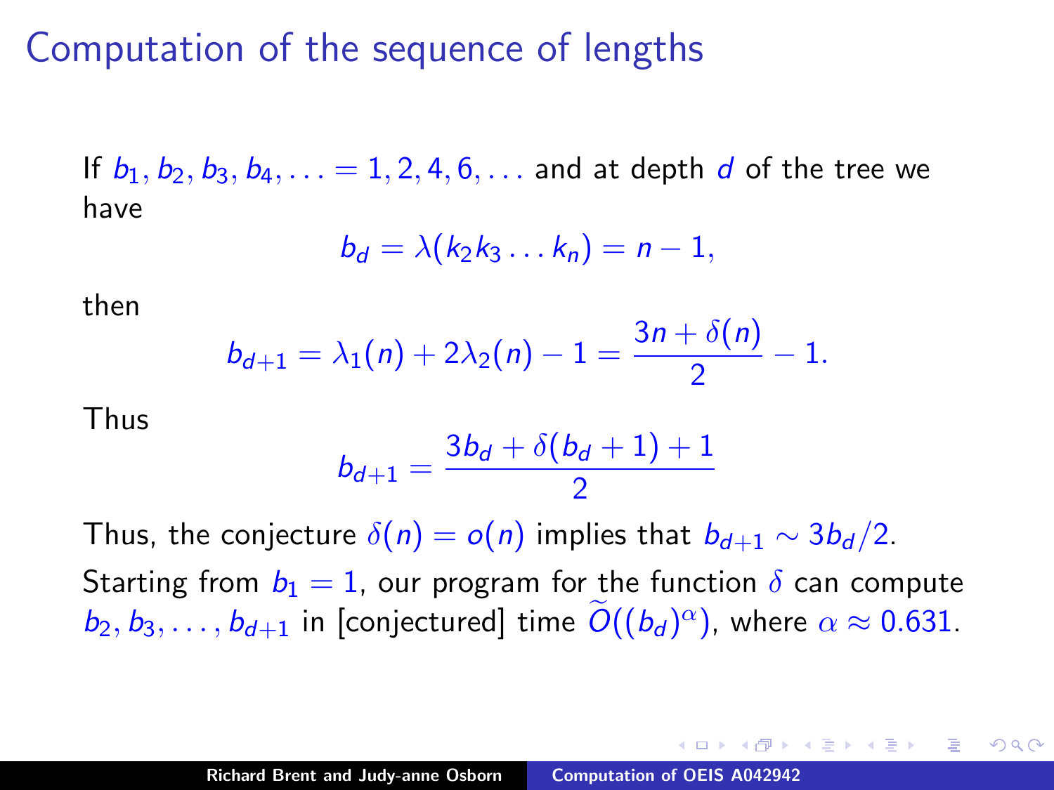# Computation of the sequence of lengths

If $b_1, b_2, b_3, b_4, \ldots = 1, 2, 4, 6, \ldots$ and at depth $d$ of the tree we have

$$b_d = \lambda(k_2 k_3 \ldots k_n) = n - 1,$$

then

$$b_{d+1} = \lambda_1(n) + 2\lambda_2(n) - 1 = \frac{3n + \delta(n)}{2} - 1.$$

Thus

$$b_{d+1} = \frac{3b_d + \delta(b_d + 1) + 1}{2}$$

Thus, the conjecture $\delta(n) = o(n)$ implies that $b_{d+1} \sim 3b_d/2$.

Starting from $b_1 = 1$, our program for the function $\delta$ can compute $b_2, b_3, \ldots, b_{d+1}$ in [conjectured] time $\widetilde{O}((b_d)^{\alpha})$, where $\alpha \approx 0.631$.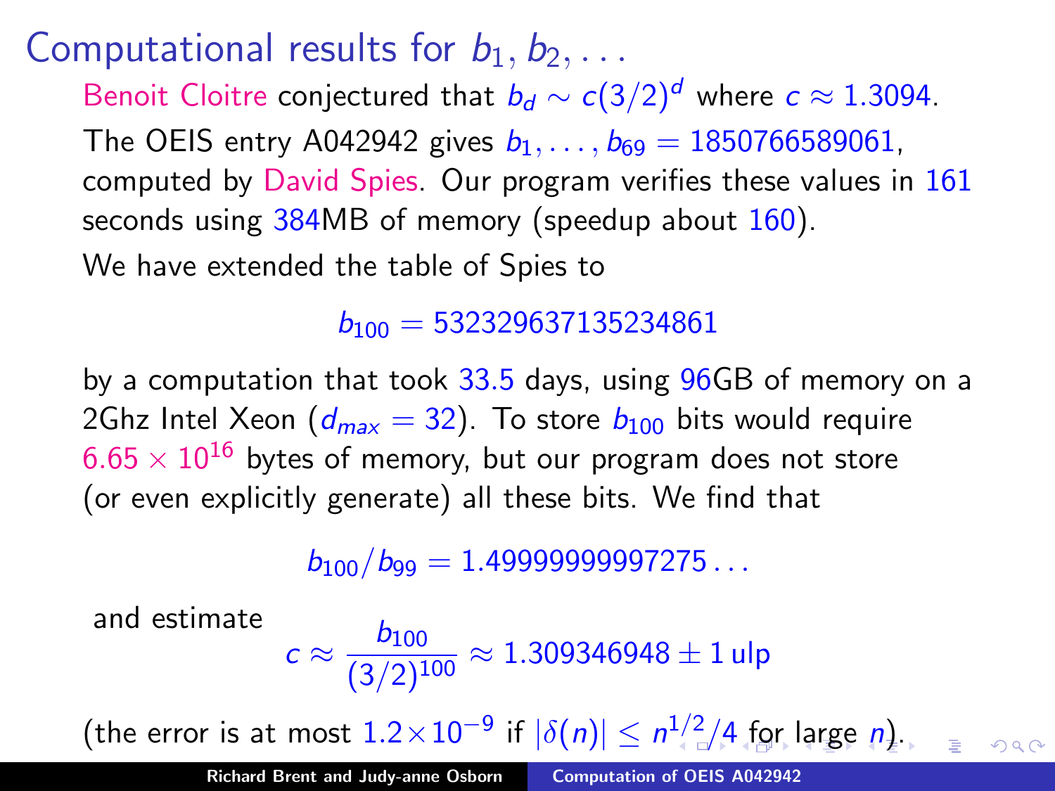# Computational results for $b_1, b_2, \ldots$

Benoit Cloitre conjectured that $b_d \sim c(3/2)^d$ where $c \approx 1.3094$.

The OEIS entry A042942 gives $b_1, \ldots, b_{69} = 1850766589061$, computed by David Spies. Our program verifies these values in 161 seconds using 384MB of memory (speedup about 160).

We have extended the table of Spies to

$$b_{100} = 532329637135234861$$

by a computation that took 33.5 days, using 96GB of memory on a 2Ghz Intel Xeon ($d_{max} = 32$). To store $b_{100}$ bits would require $6.65 \times 10^{16}$ bytes of memory, but our program does not store (or even explicitly generate) all these bits. We find that

$$b_{100}/b_{99} = 1.49999999997275\ldots$$

and estimate

$$c \approx \frac{b_{100}}{(3/2)^{100}} \approx 1.309346948 \pm 1\,\text{ulp}$$

(the error is at most $1.2 \times 10^{-9}$ if $|\delta(n)| \leq n^{1/2}/4$ for large $n$).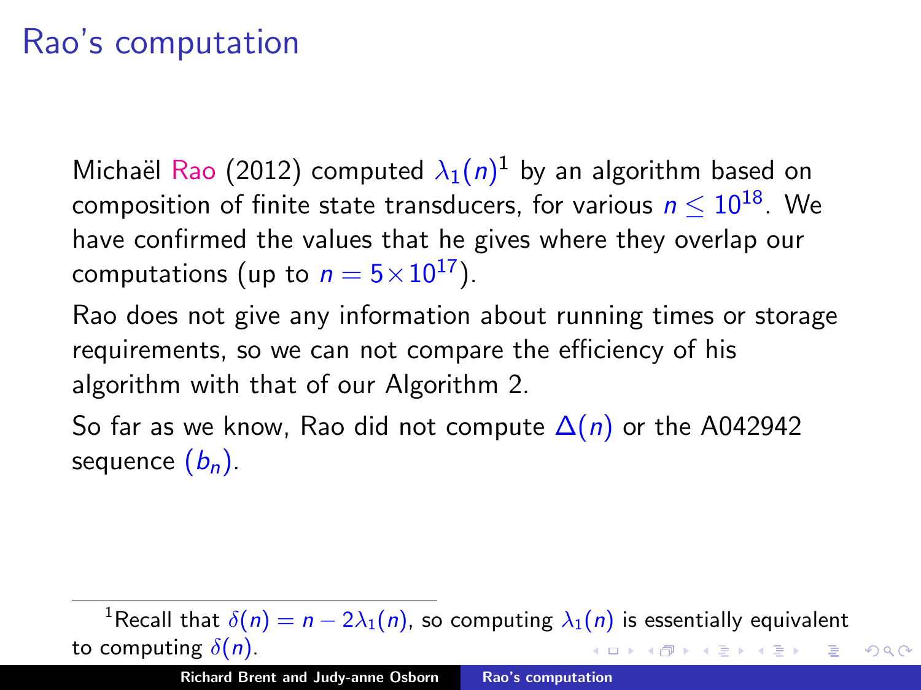# Rao's computation

Michaël Rao (2012) computed $\lambda_1(n)$[1] by an algorithm based on composition of finite state transducers, for various $n \le 10^{18}$. We have confirmed the values that he gives where they overlap our computations (up to $n = 5 \times 10^{17}$).

Rao does not give any information about running times or storage requirements, so we can not compare the efficiency of his algorithm with that of our Algorithm 2.

So far as we know, Rao did not compute $\Delta(n)$ or the A042942 sequence $(b_n)$.

---

[1] Recall that $\delta(n) = n - 2\lambda_1(n)$, so computing $\lambda_1(n)$ is essentially equivalent to computing $\delta(n)$.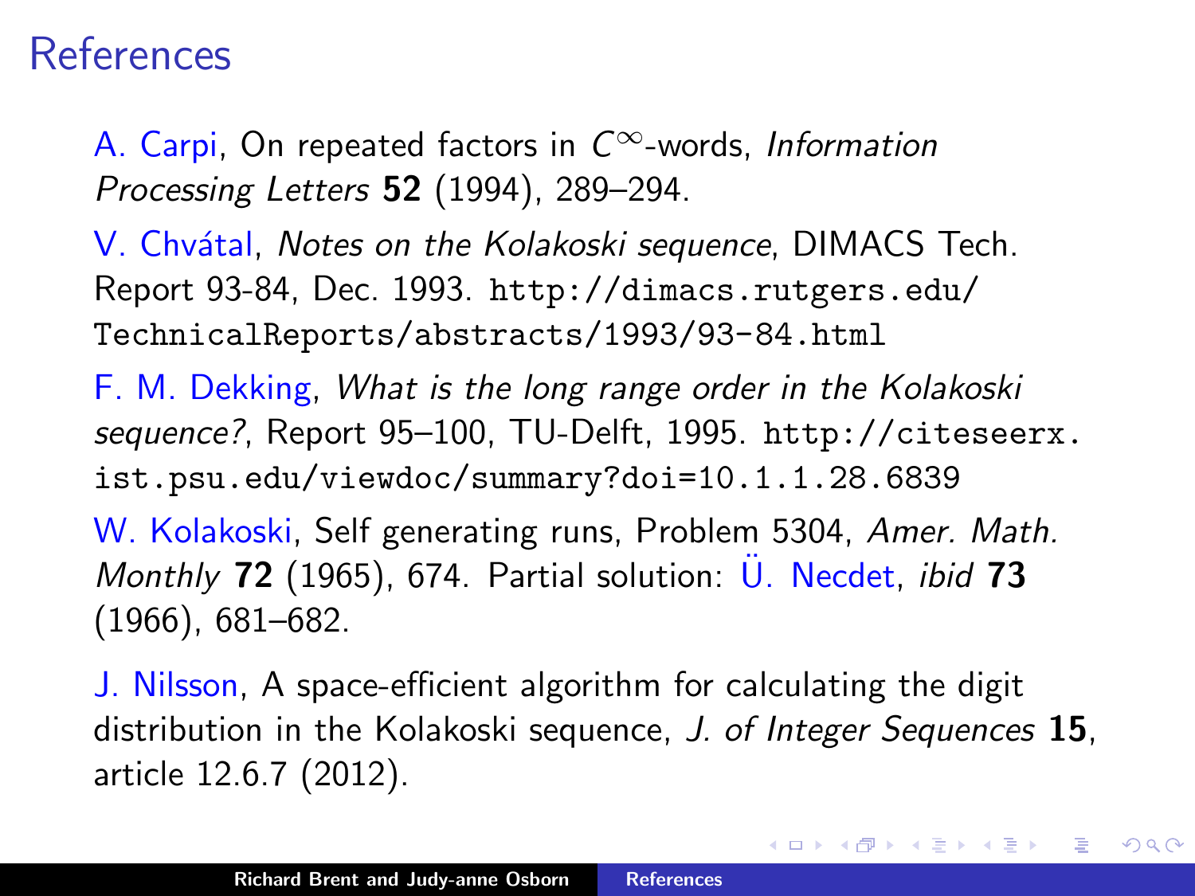# References

A. Carpi, On repeated factors in $C^\infty$-words, *Information Processing Letters* **52** (1994), 289–294.

V. Chvátal, *Notes on the Kolakoski sequence*, DIMACS Tech. Report 93-84, Dec. 1993. http://dimacs.rutgers.edu/TechnicalReports/abstracts/1993/93-84.html

F. M. Dekking, *What is the long range order in the Kolakoski sequence?*, Report 95–100, TU-Delft, 1995. http://citeseerx.ist.psu.edu/viewdoc/summary?doi=10.1.1.28.6839

W. Kolakoski, Self generating runs, Problem 5304, *Amer. Math. Monthly* **72** (1965), 674. Partial solution: Ü. Necdet, *ibid* **73** (1966), 681–682.

J. Nilsson, A space-efficient algorithm for calculating the digit distribution in the Kolakoski sequence, *J. of Integer Sequences* **15**, article 12.6.7 (2012).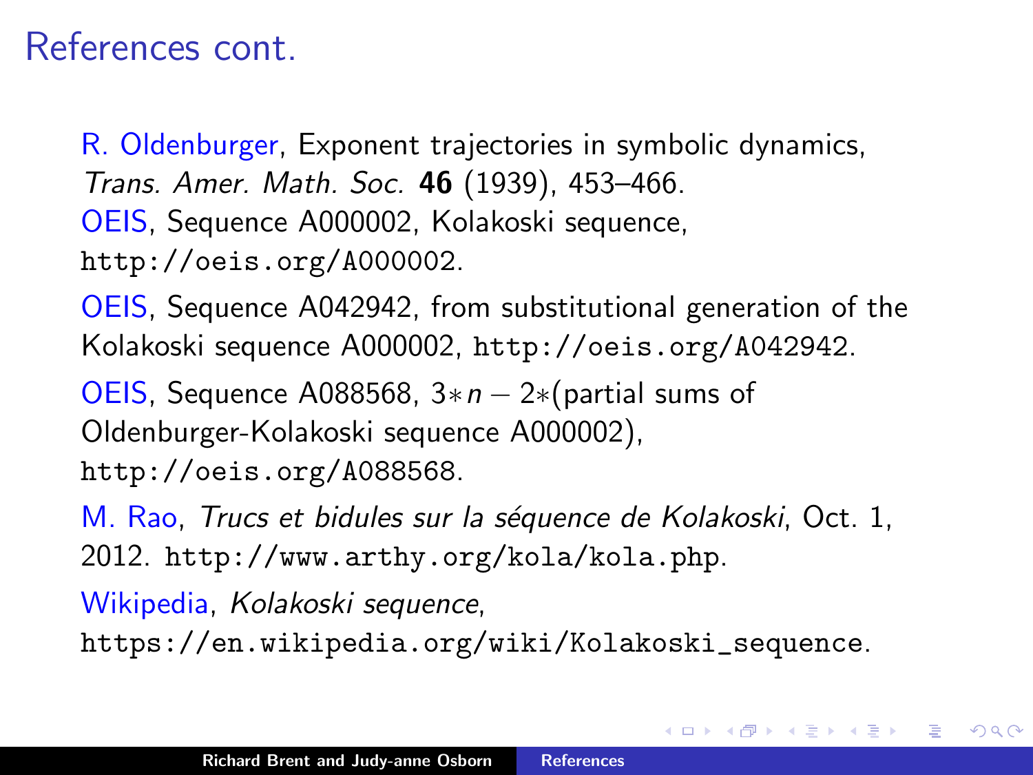# References cont.

R. Oldenburger, Exponent trajectories in symbolic dynamics, *Trans. Amer. Math. Soc.* **46** (1939), 453–466.

OEIS, Sequence A000002, Kolakoski sequence, http://oeis.org/A000002.

OEIS, Sequence A042942, from substitutional generation of the Kolakoski sequence A000002, http://oeis.org/A042942.

OEIS, Sequence A088568, $3*n - 2*$(partial sums of Oldenburger-Kolakoski sequence A000002), http://oeis.org/A088568.

M. Rao, *Trucs et bidules sur la séquence de Kolakoski*, Oct. 1, 2012. http://www.arthy.org/kola/kola.php.

Wikipedia, *Kolakoski sequence*, https://en.wikipedia.org/wiki/Kolakoski_sequence.